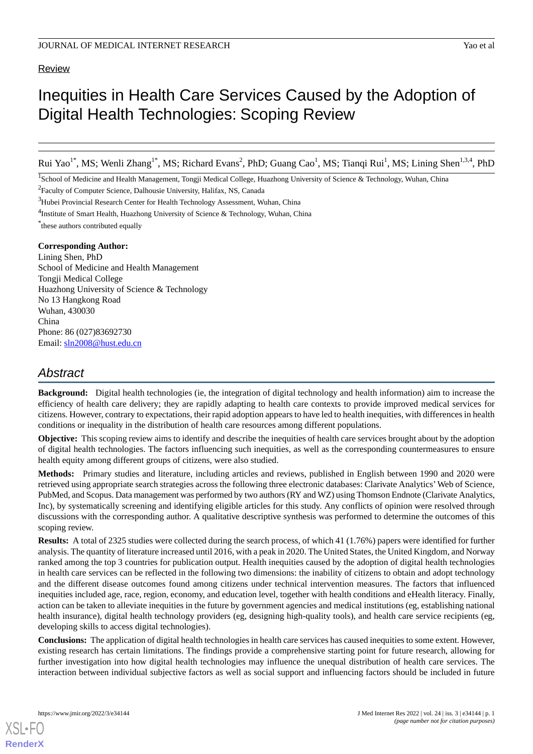Review

# Inequities in Health Care Services Caused by the Adoption of Digital Health Technologies: Scoping Review

Rui Yao[1*], MS; Wenli Zhang[1*], MS; Richard Evans[2], PhD; Guang Cao[1], MS; Tianqi Rui[1], MS; Lining Shen[1,3,4], PhD

[1]School of Medicine and Health Management, Tongji Medical College, Huazhong University of Science & Technology, Wuhan, China

[2]Faculty of Computer Science, Dalhousie University, Halifax, NS, Canada

[3]Hubei Provincial Research Center for Health Technology Assessment, Wuhan, China

[4]Institute of Smart Health, Huazhong University of Science & Technology, Wuhan, China

[*]these authors contributed equally

**Corresponding Author:**
Lining Shen, PhD
School of Medicine and Health Management
Tongji Medical College
Huazhong University of Science & Technology
No 13 Hangkong Road
Wuhan, 430030
China
Phone: 86 (027)83692730
Email: sln2008@hust.edu.cn

## Abstract

**Background:** Digital health technologies (ie, the integration of digital technology and health information) aim to increase the efficiency of health care delivery; they are rapidly adapting to health care contexts to provide improved medical services for citizens. However, contrary to expectations, their rapid adoption appears to have led to health inequities, with differences in health conditions or inequality in the distribution of health care resources among different populations.

**Objective:** This scoping review aims to identify and describe the inequities of health care services brought about by the adoption of digital health technologies. The factors influencing such inequities, as well as the corresponding countermeasures to ensure health equity among different groups of citizens, were also studied.

**Methods:** Primary studies and literature, including articles and reviews, published in English between 1990 and 2020 were retrieved using appropriate search strategies across the following three electronic databases: Clarivate Analytics' Web of Science, PubMed, and Scopus. Data management was performed by two authors (RY and WZ) using Thomson Endnote (Clarivate Analytics, Inc), by systematically screening and identifying eligible articles for this study. Any conflicts of opinion were resolved through discussions with the corresponding author. A qualitative descriptive synthesis was performed to determine the outcomes of this scoping review.

**Results:** A total of 2325 studies were collected during the search process, of which 41 (1.76%) papers were identified for further analysis. The quantity of literature increased until 2016, with a peak in 2020. The United States, the United Kingdom, and Norway ranked among the top 3 countries for publication output. Health inequities caused by the adoption of digital health technologies in health care services can be reflected in the following two dimensions: the inability of citizens to obtain and adopt technology and the different disease outcomes found among citizens under technical intervention measures. The factors that influenced inequities included age, race, region, economy, and education level, together with health conditions and eHealth literacy. Finally, action can be taken to alleviate inequities in the future by government agencies and medical institutions (eg, establishing national health insurance), digital health technology providers (eg, designing high-quality tools), and health care service recipients (eg, developing skills to access digital technologies).

**Conclusions:** The application of digital health technologies in health care services has caused inequities to some extent. However, existing research has certain limitations. The findings provide a comprehensive starting point for future research, allowing for further investigation into how digital health technologies may influence the unequal distribution of health care services. The interaction between individual subjective factors as well as social support and influencing factors should be included in future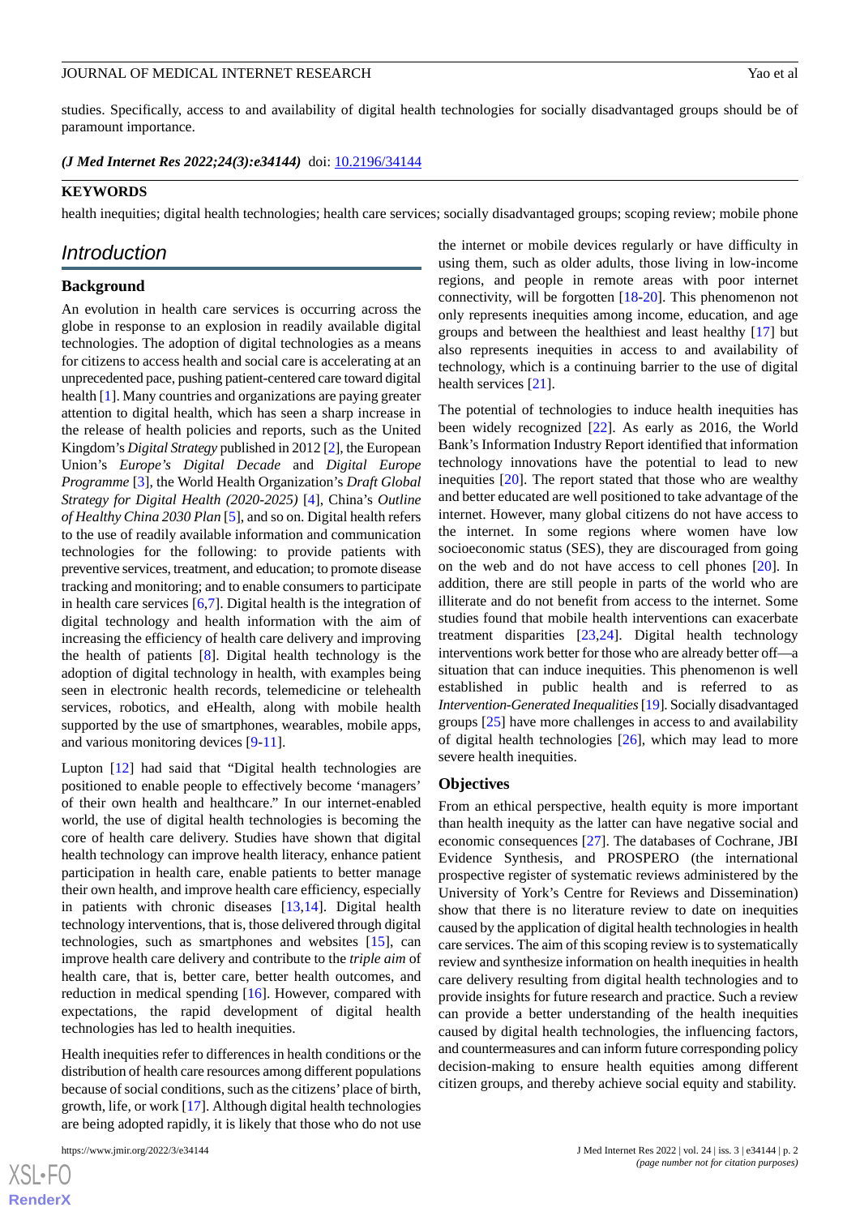studies. Specifically, access to and availability of digital health technologies for socially disadvantaged groups should be of paramount importance.

***(J Med Internet Res 2022;24(3):e34144)*** doi: 10.2196/34144

**KEYWORDS**

health inequities; digital health technologies; health care services; socially disadvantaged groups; scoping review; mobile phone

## Introduction

### Background

An evolution in health care services is occurring across the globe in response to an explosion in readily available digital technologies. The adoption of digital technologies as a means for citizens to access health and social care is accelerating at an unprecedented pace, pushing patient-centered care toward digital health [1]. Many countries and organizations are paying greater attention to digital health, which has seen a sharp increase in the release of health policies and reports, such as the United Kingdom's *Digital Strategy* published in 2012 [2], the European Union's *Europe's Digital Decade* and *Digital Europe Programme* [3], the World Health Organization's *Draft Global Strategy for Digital Health (2020-2025)* [4], China's *Outline of Healthy China 2030 Plan* [5], and so on. Digital health refers to the use of readily available information and communication technologies for the following: to provide patients with preventive services, treatment, and education; to promote disease tracking and monitoring; and to enable consumers to participate in health care services [6,7]. Digital health is the integration of digital technology and health information with the aim of increasing the efficiency of health care delivery and improving the health of patients [8]. Digital health technology is the adoption of digital technology in health, with examples being seen in electronic health records, telemedicine or telehealth services, robotics, and eHealth, along with mobile health supported by the use of smartphones, wearables, mobile apps, and various monitoring devices [9-11].

Lupton [12] had said that "Digital health technologies are positioned to enable people to effectively become 'managers' of their own health and healthcare." In our internet-enabled world, the use of digital health technologies is becoming the core of health care delivery. Studies have shown that digital health technology can improve health literacy, enhance patient participation in health care, enable patients to better manage their own health, and improve health care efficiency, especially in patients with chronic diseases [13,14]. Digital health technology interventions, that is, those delivered through digital technologies, such as smartphones and websites [15], can improve health care delivery and contribute to the *triple aim* of health care, that is, better care, better health outcomes, and reduction in medical spending [16]. However, compared with expectations, the rapid development of digital health technologies has led to health inequities.

Health inequities refer to differences in health conditions or the distribution of health care resources among different populations because of social conditions, such as the citizens' place of birth, growth, life, or work [17]. Although digital health technologies are being adopted rapidly, it is likely that those who do not use the internet or mobile devices regularly or have difficulty in using them, such as older adults, those living in low-income regions, and people in remote areas with poor internet connectivity, will be forgotten [18-20]. This phenomenon not only represents inequities among income, education, and age groups and between the healthiest and least healthy [17] but also represents inequities in access to and availability of technology, which is a continuing barrier to the use of digital health services [21].

The potential of technologies to induce health inequities has been widely recognized [22]. As early as 2016, the World Bank's Information Industry Report identified that information technology innovations have the potential to lead to new inequities [20]. The report stated that those who are wealthy and better educated are well positioned to take advantage of the internet. However, many global citizens do not have access to the internet. In some regions where women have low socioeconomic status (SES), they are discouraged from going on the web and do not have access to cell phones [20]. In addition, there are still people in parts of the world who are illiterate and do not benefit from access to the internet. Some studies found that mobile health interventions can exacerbate treatment disparities [23,24]. Digital health technology interventions work better for those who are already better off—a situation that can induce inequities. This phenomenon is well established in public health and is referred to as *Intervention-Generated Inequalities* [19]. Socially disadvantaged groups [25] have more challenges in access to and availability of digital health technologies [26], which may lead to more severe health inequities.

### Objectives

From an ethical perspective, health equity is more important than health inequity as the latter can have negative social and economic consequences [27]. The databases of Cochrane, JBI Evidence Synthesis, and PROSPERO (the international prospective register of systematic reviews administered by the University of York's Centre for Reviews and Dissemination) show that there is no literature review to date on inequities caused by the application of digital health technologies in health care services. The aim of this scoping review is to systematically review and synthesize information on health inequities in health care delivery resulting from digital health technologies and to provide insights for future research and practice. Such a review can provide a better understanding of the health inequities caused by digital health technologies, the influencing factors, and countermeasures and can inform future corresponding policy decision-making to ensure health equities among different citizen groups, and thereby achieve social equity and stability.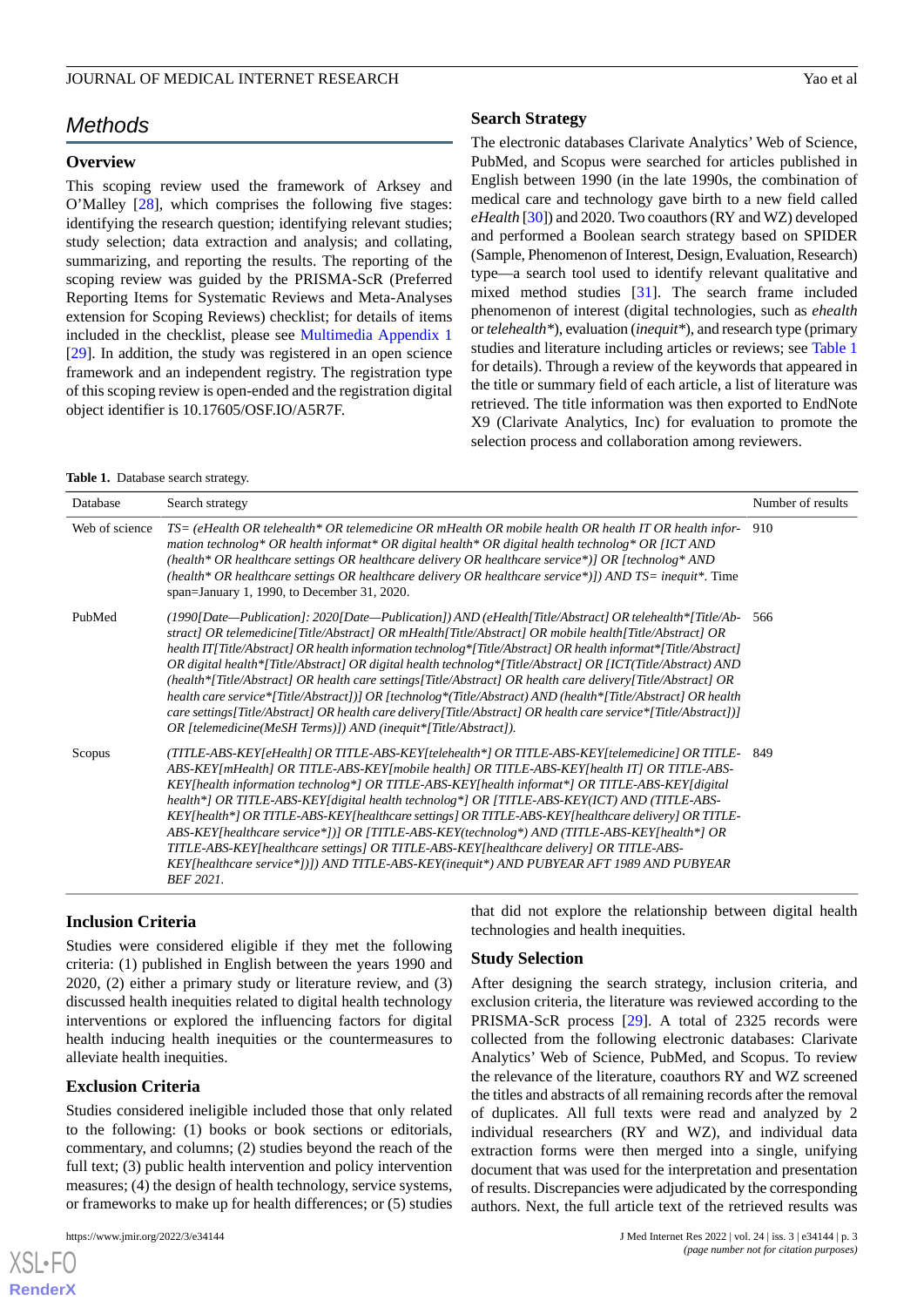## Methods

### Overview

This scoping review used the framework of Arksey and O'Malley [28], which comprises the following five stages: identifying the research question; identifying relevant studies; study selection; data extraction and analysis; and collating, summarizing, and reporting the results. The reporting of the scoping review was guided by the PRISMA-ScR (Preferred Reporting Items for Systematic Reviews and Meta-Analyses extension for Scoping Reviews) checklist; for details of items included in the checklist, please see Multimedia Appendix 1 [29]. In addition, the study was registered in an open science framework and an independent registry. The registration type of this scoping review is open-ended and the registration digital object identifier is 10.17605/OSF.IO/A5R7F.

### Search Strategy

The electronic databases Clarivate Analytics' Web of Science, PubMed, and Scopus were searched for articles published in English between 1990 (in the late 1990s, the combination of medical care and technology gave birth to a new field called *eHealth* [30]) and 2020. Two coauthors (RY and WZ) developed and performed a Boolean search strategy based on SPIDER (Sample, Phenomenon of Interest, Design, Evaluation, Research) type—a search tool used to identify relevant qualitative and mixed method studies [31]. The search frame included phenomenon of interest (digital technologies, such as *ehealth* or *telehealth**), evaluation (*inequit**), and research type (primary studies and literature including articles or reviews; see Table 1 for details). Through a review of the keywords that appeared in the title or summary field of each article, a list of literature was retrieved. The title information was then exported to EndNote X9 (Clarivate Analytics, Inc) for evaluation to promote the selection process and collaboration among reviewers.

**Table 1.** Database search strategy.

| Database | Search strategy | Number of results |
|---|---|---|
| Web of science | *TS= (eHealth OR telehealth* OR telemedicine OR mHealth OR mobile health OR health IT OR health information technolog* OR health informat* OR digital health* OR digital health technolog* OR [ICT AND (health* OR healthcare settings OR healthcare delivery OR healthcare service*)] OR [technolog* AND (health* OR healthcare settings OR healthcare delivery OR healthcare service*)]) AND TS= inequit**. Time span=January 1, 1990, to December 31, 2020. | 910 |
| PubMed | *(1990[Date—Publication]: 2020[Date—Publication]) AND (eHealth[Title/Abstract] OR telehealth*[Title/Abstract] OR telemedicine[Title/Abstract] OR mHealth[Title/Abstract] OR mobile health[Title/Abstract] OR health IT[Title/Abstract] OR health information technolog*[Title/Abstract] OR health informat*[Title/Abstract] OR digital health*[Title/Abstract] OR digital health technolog*[Title/Abstract] OR [ICT(Title/Abstract) AND (health*[Title/Abstract] OR health care settings[Title/Abstract] OR health care delivery[Title/Abstract] OR health care service*[Title/Abstract])] OR [technolog*(Title/Abstract) AND (health*[Title/Abstract] OR health care settings[Title/Abstract] OR health care delivery[Title/Abstract] OR health care service*[Title/Abstract])] OR [telemedicine(MeSH Terms)]) AND (inequit*[Title/Abstract]).* | 566 |
| Scopus | *(TITLE-ABS-KEY[eHealth] OR TITLE-ABS-KEY[telehealth*] OR TITLE-ABS-KEY[telemedicine] OR TITLE-ABS-KEY[mHealth] OR TITLE-ABS-KEY[mobile health] OR TITLE-ABS-KEY[health IT] OR TITLE-ABS-KEY[health information technolog*] OR TITLE-ABS-KEY[health informat*] OR TITLE-ABS-KEY[digital health*] OR TITLE-ABS-KEY[digital health technolog*] OR [TITLE-ABS-KEY(ICT) AND (TITLE-ABS-KEY[health*] OR TITLE-ABS-KEY[healthcare settings] OR TITLE-ABS-KEY[healthcare delivery] OR TITLE-ABS-KEY[healthcare service*])] OR [TITLE-ABS-KEY(technolog*) AND (TITLE-ABS-KEY[health*] OR TITLE-ABS-KEY[healthcare settings] OR TITLE-ABS-KEY[healthcare delivery] OR TITLE-ABS-KEY[healthcare service*])]) AND TITLE-ABS-KEY(inequit*) AND PUBYEAR AFT 1989 AND PUBYEAR BEF 2021.* | 849 |

### Inclusion Criteria

Studies were considered eligible if they met the following criteria: (1) published in English between the years 1990 and 2020, (2) either a primary study or literature review, and (3) discussed health inequities related to digital health technology interventions or explored the influencing factors for digital health inducing health inequities or the countermeasures to alleviate health inequities.

### Exclusion Criteria

Studies considered ineligible included those that only related to the following: (1) books or book sections or editorials, commentary, and columns; (2) studies beyond the reach of the full text; (3) public health intervention and policy intervention measures; (4) the design of health technology, service systems, or frameworks to make up for health differences; or (5) studies that did not explore the relationship between digital health technologies and health inequities.

### Study Selection

After designing the search strategy, inclusion criteria, and exclusion criteria, the literature was reviewed according to the PRISMA-ScR process [29]. A total of 2325 records were collected from the following electronic databases: Clarivate Analytics' Web of Science, PubMed, and Scopus. To review the relevance of the literature, coauthors RY and WZ screened the titles and abstracts of all remaining records after the removal of duplicates. All full texts were read and analyzed by 2 individual researchers (RY and WZ), and individual data extraction forms were then merged into a single, unifying document that was used for the interpretation and presentation of results. Discrepancies were adjudicated by the corresponding authors. Next, the full article text of the retrieved results was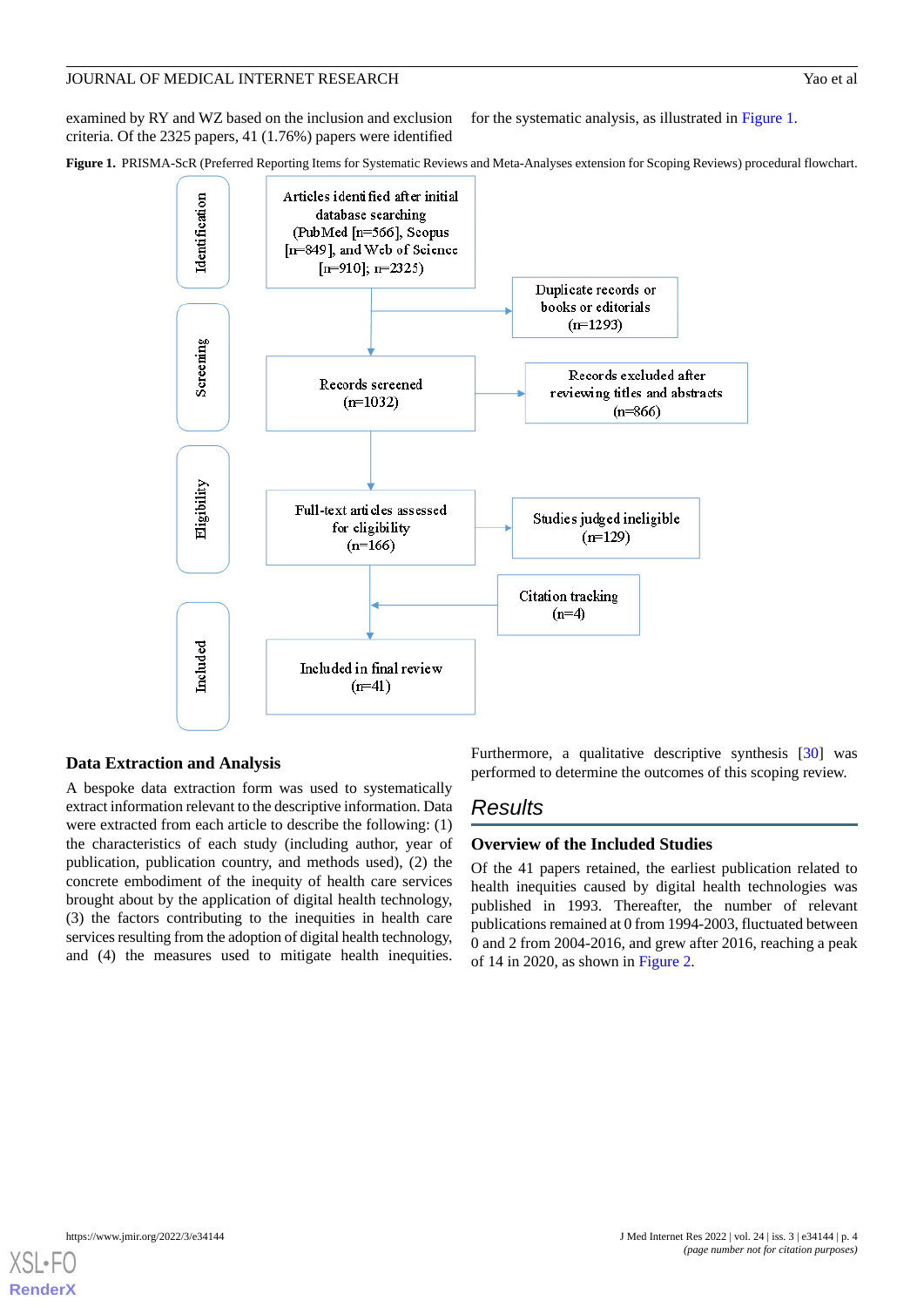examined by RY and WZ based on the inclusion and exclusion criteria. Of the 2325 papers, 41 (1.76%) papers were identified for the systematic analysis, as illustrated in Figure 1.

**Figure 1.** PRISMA-ScR (Preferred Reporting Items for Systematic Reviews and Meta-Analyses extension for Scoping Reviews) procedural flowchart.

Identification

Articles identified after initial database searching (PubMed [n=566], Scopus [n=849], and Web of Science [n=910]; n=2325)

Duplicate records or books or editorials (n=1293)

Screening

Records screened (n=1032)

Records excluded after reviewing titles and abstracts (n=866)

Eligibility

Full-text articles assessed for eligibility (n=166)

Studies judged ineligible (n=129)

Citation tracking (n=4)

Included

Included in final review (n=41)

### Data Extraction and Analysis

A bespoke data extraction form was used to systematically extract information relevant to the descriptive information. Data were extracted from each article to describe the following: (1) the characteristics of each study (including author, year of publication, publication country, and methods used), (2) the concrete embodiment of the inequity of health care services brought about by the application of digital health technology, (3) the factors contributing to the inequities in health care services resulting from the adoption of digital health technology, and (4) the measures used to mitigate health inequities. Furthermore, a qualitative descriptive synthesis [30] was performed to determine the outcomes of this scoping review.

## Results

### Overview of the Included Studies

Of the 41 papers retained, the earliest publication related to health inequities caused by digital health technologies was published in 1993. Thereafter, the number of relevant publications remained at 0 from 1994-2003, fluctuated between 0 and 2 from 2004-2016, and grew after 2016, reaching a peak of 14 in 2020, as shown in Figure 2.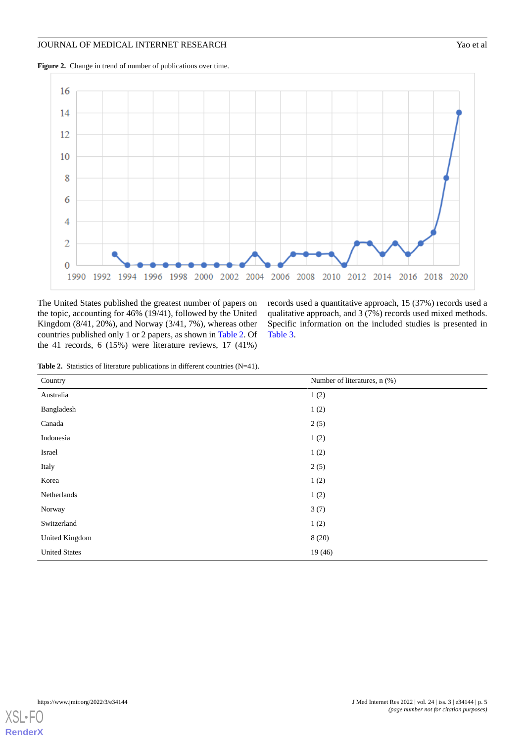**Figure 2.** Change in trend of number of publications over time.

The United States published the greatest number of papers on the topic, accounting for 46% (19/41), followed by the United Kingdom (8/41, 20%), and Norway (3/41, 7%), whereas other countries published only 1 or 2 papers, as shown in Table 2. Of the 41 records, 6 (15%) were literature reviews, 17 (41%) records used a quantitative approach, 15 (37%) records used a qualitative approach, and 3 (7%) records used mixed methods. Specific information on the included studies is presented in Table 3.

**Table 2.** Statistics of literature publications in different countries (N=41).

| Country | Number of literatures, n (%) |
| --- | --- |
| Australia | 1 (2) |
| Bangladesh | 1 (2) |
| Canada | 2 (5) |
| Indonesia | 1 (2) |
| Israel | 1 (2) |
| Italy | 2 (5) |
| Korea | 1 (2) |
| Netherlands | 1 (2) |
| Norway | 3 (7) |
| Switzerland | 1 (2) |
| United Kingdom | 8 (20) |
| United States | 19 (46) |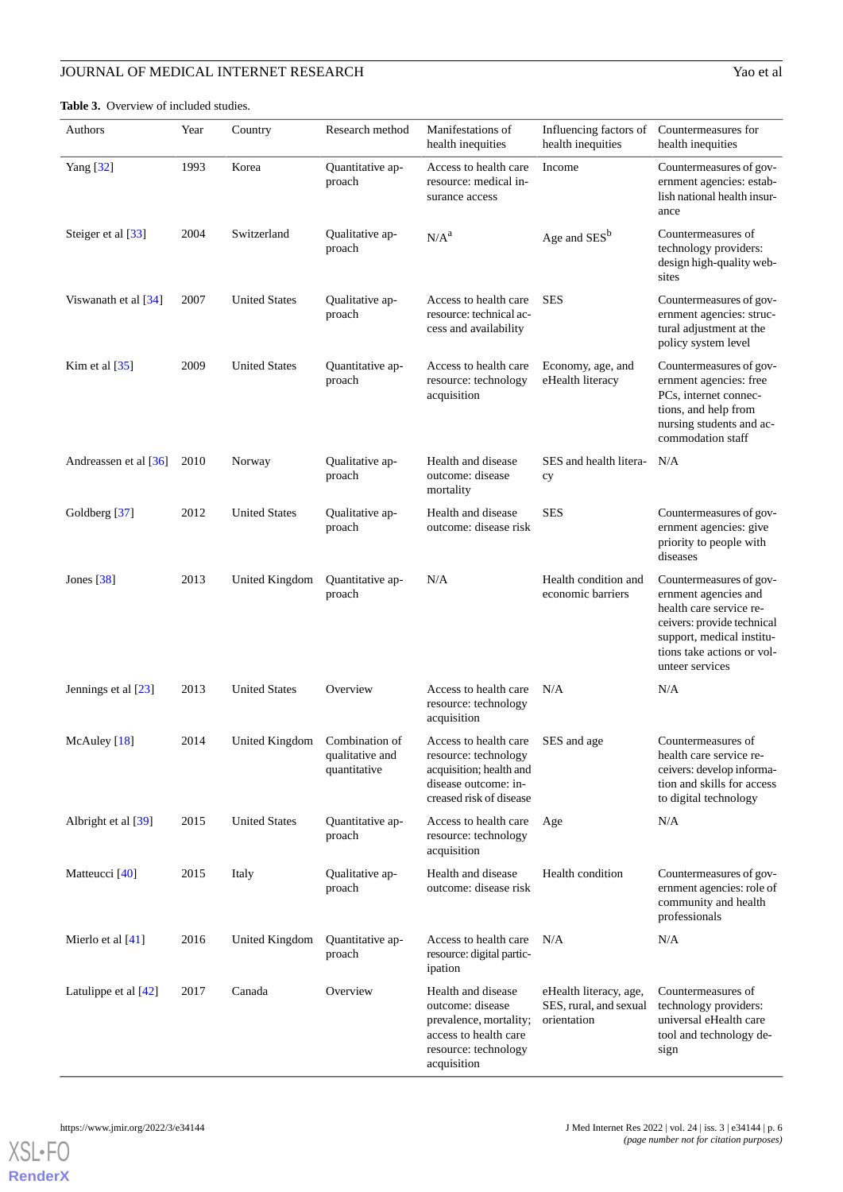**Table 3.** Overview of included studies.

| Authors | Year | Country | Research method | Manifestations of health inequities | Influencing factors of health inequities | Countermeasures for health inequities |
|---|---|---|---|---|---|---|
| Yang [32] | 1993 | Korea | Quantitative approach | Access to health care resource: medical insurance access | Income | Countermeasures of government agencies: establish national health insurance |
| Steiger et al [33] | 2004 | Switzerland | Qualitative approach | N/A[a] | Age and SES[b] | Countermeasures of technology providers: design high-quality websites |
| Viswanath et al [34] | 2007 | United States | Qualitative approach | Access to health care resource: technical access and availability | SES | Countermeasures of government agencies: structural adjustment at the policy system level |
| Kim et al [35] | 2009 | United States | Quantitative approach | Access to health care resource: technology acquisition | Economy, age, and eHealth literacy | Countermeasures of government agencies: free PCs, internet connections, and help from nursing students and accommodation staff |
| Andreassen et al [36] | 2010 | Norway | Qualitative approach | Health and disease outcome: disease mortality | SES and health literacy | N/A |
| Goldberg [37] | 2012 | United States | Qualitative approach | Health and disease outcome: disease risk | SES | Countermeasures of government agencies: give priority to people with diseases |
| Jones [38] | 2013 | United Kingdom | Quantitative approach | N/A | Health condition and economic barriers | Countermeasures of government agencies and health care service receivers: provide technical support, medical institutions take actions or volunteer services |
| Jennings et al [23] | 2013 | United States | Overview | Access to health care resource: technology acquisition | N/A | N/A |
| McAuley [18] | 2014 | United Kingdom | Combination of qualitative and quantitative | Access to health care resource: technology acquisition; health and disease outcome: increased risk of disease | SES and age | Countermeasures of health care service receivers: develop information and skills for access to digital technology |
| Albright et al [39] | 2015 | United States | Quantitative approach | Access to health care resource: technology acquisition | Age | N/A |
| Matteucci [40] | 2015 | Italy | Qualitative approach | Health and disease outcome: disease risk | Health condition | Countermeasures of government agencies: role of community and health professionals |
| Mierlo et al [41] | 2016 | United Kingdom | Quantitative approach | Access to health care resource: digital participation | N/A | N/A |
| Latulippe et al [42] | 2017 | Canada | Overview | Health and disease outcome: disease prevalence, mortality; access to health care resource: technology acquisition | eHealth literacy, age, SES, rural, and sexual orientation | Countermeasures of technology providers: universal eHealth care tool and technology design |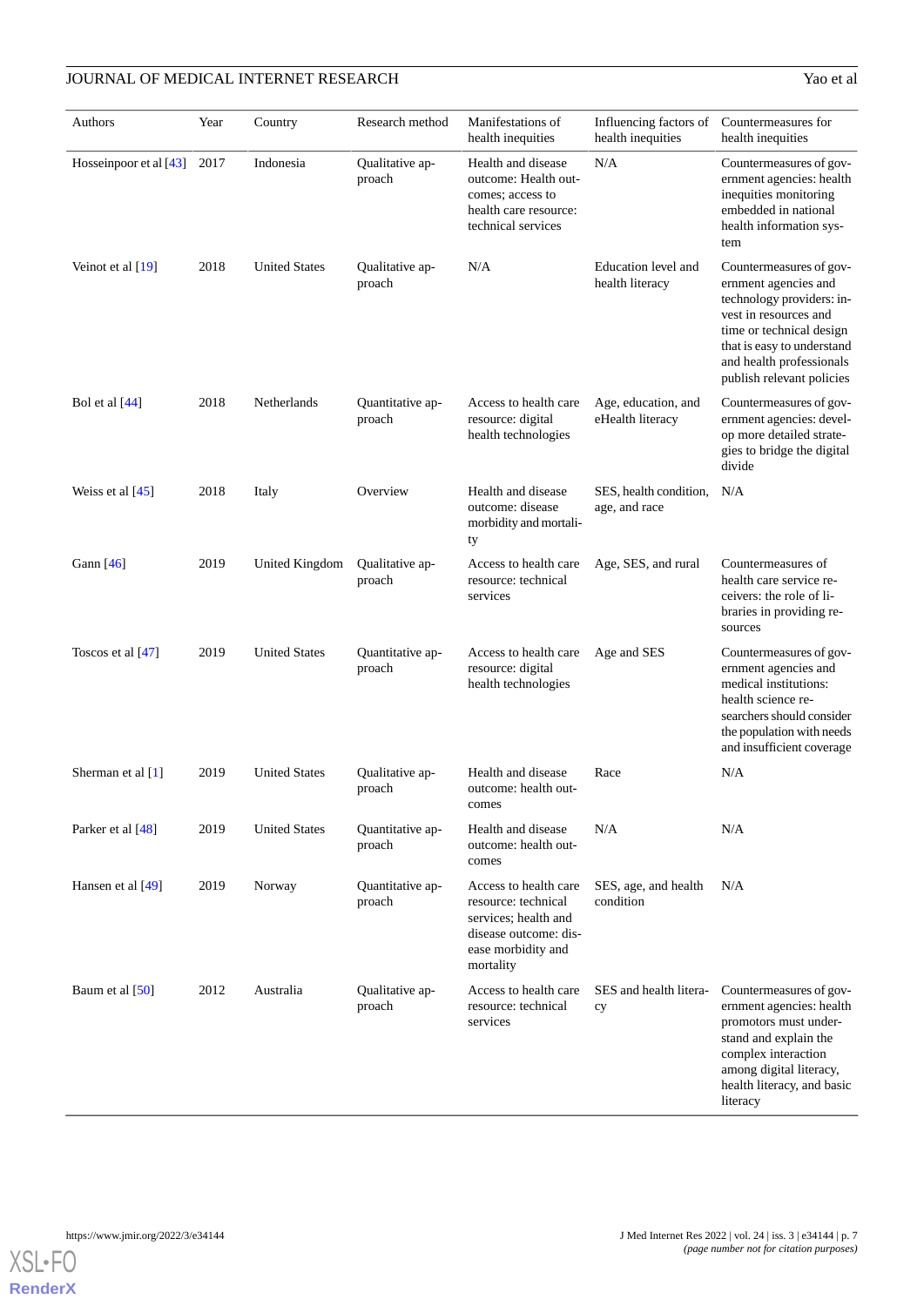| Authors | Year | Country | Research method | Manifestations of health inequities | Influencing factors of health inequities | Countermeasures for health inequities |
|---|---|---|---|---|---|---|
| Hosseinpoor et al [43] | 2017 | Indonesia | Qualitative approach | Health and disease outcome: Health outcomes; access to health care resource: technical services | N/A | Countermeasures of government agencies: health inequities monitoring embedded in national health information system |
| Veinot et al [19] | 2018 | United States | Qualitative approach | N/A | Education level and health literacy | Countermeasures of government agencies and technology providers: invest in resources and time or technical design that is easy to understand and health professionals publish relevant policies |
| Bol et al [44] | 2018 | Netherlands | Quantitative approach | Access to health care resource: digital health technologies | Age, education, and eHealth literacy | Countermeasures of government agencies: develop more detailed strategies to bridge the digital divide |
| Weiss et al [45] | 2018 | Italy | Overview | Health and disease outcome: disease morbidity and mortality | SES, health condition, age, and race | N/A |
| Gann [46] | 2019 | United Kingdom | Qualitative approach | Access to health care resource: technical services | Age, SES, and rural | Countermeasures of health care service receivers: the role of libraries in providing resources |
| Toscos et al [47] | 2019 | United States | Quantitative approach | Access to health care resource: digital health technologies | Age and SES | Countermeasures of government agencies and medical institutions: health science researchers should consider the population with needs and insufficient coverage |
| Sherman et al [1] | 2019 | United States | Qualitative approach | Health and disease outcome: health outcomes | Race | N/A |
| Parker et al [48] | 2019 | United States | Quantitative approach | Health and disease outcome: health outcomes | N/A | N/A |
| Hansen et al [49] | 2019 | Norway | Quantitative approach | Access to health care resource: technical services; health and disease outcome: disease morbidity and mortality | SES, age, and health condition | N/A |
| Baum et al [50] | 2012 | Australia | Qualitative approach | Access to health care resource: technical services | SES and health literacy | Countermeasures of government agencies: health promotors must understand and explain the complex interaction among digital literacy, health literacy, and basic literacy |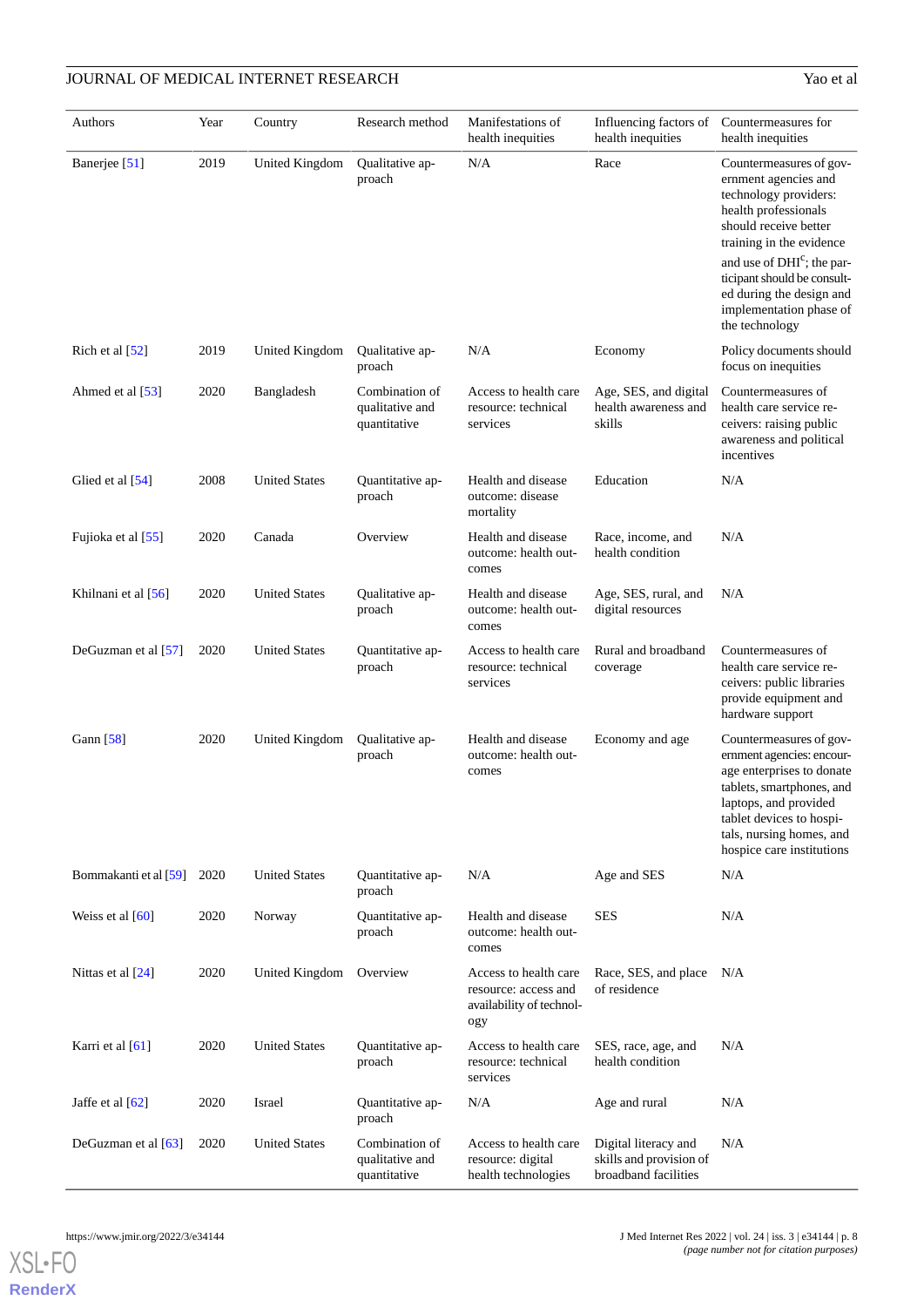| Authors | Year | Country | Research method | Manifestations of health inequities | Influencing factors of health inequities | Countermeasures for health inequities |
| --- | --- | --- | --- | --- | --- | --- |
| Banerjee [51] | 2019 | United Kingdom | Qualitative approach | N/A | Race | Countermeasures of government agencies and technology providers: health professionals should receive better training in the evidence and use of DHI[c]; the participant should be consulted during the design and implementation phase of the technology |
| Rich et al [52] | 2019 | United Kingdom | Qualitative approach | N/A | Economy | Policy documents should focus on inequities |
| Ahmed et al [53] | 2020 | Bangladesh | Combination of qualitative and quantitative | Access to health care resource: technical services | Age, SES, and digital health awareness and skills | Countermeasures of health care service receivers: raising public awareness and political incentives |
| Glied et al [54] | 2008 | United States | Quantitative approach | Health and disease outcome: disease mortality | Education | N/A |
| Fujioka et al [55] | 2020 | Canada | Overview | Health and disease outcome: health outcomes | Race, income, and health condition | N/A |
| Khilnani et al [56] | 2020 | United States | Qualitative approach | Health and disease outcome: health outcomes | Age, SES, rural, and digital resources | N/A |
| DeGuzman et al [57] | 2020 | United States | Quantitative approach | Access to health care resource: technical services | Rural and broadband coverage | Countermeasures of health care service receivers: public libraries provide equipment and hardware support |
| Gann [58] | 2020 | United Kingdom | Qualitative approach | Health and disease outcome: health outcomes | Economy and age | Countermeasures of government agencies: encourage enterprises to donate tablets, smartphones, and laptops, and provided tablet devices to hospitals, nursing homes, and hospice care institutions |
| Bommakanti et al [59] | 2020 | United States | Quantitative approach | N/A | Age and SES | N/A |
| Weiss et al [60] | 2020 | Norway | Quantitative approach | Health and disease outcome: health outcomes | SES | N/A |
| Nittas et al [24] | 2020 | United Kingdom | Overview | Access to health care resource: access and availability of technology | Race, SES, and place of residence | N/A |
| Karri et al [61] | 2020 | United States | Quantitative approach | Access to health care resource: technical services | SES, race, age, and health condition | N/A |
| Jaffe et al [62] | 2020 | Israel | Quantitative approach | N/A | Age and rural | N/A |
| DeGuzman et al [63] | 2020 | United States | Combination of qualitative and quantitative | Access to health care resource: digital health technologies | Digital literacy and skills and provision of broadband facilities | N/A |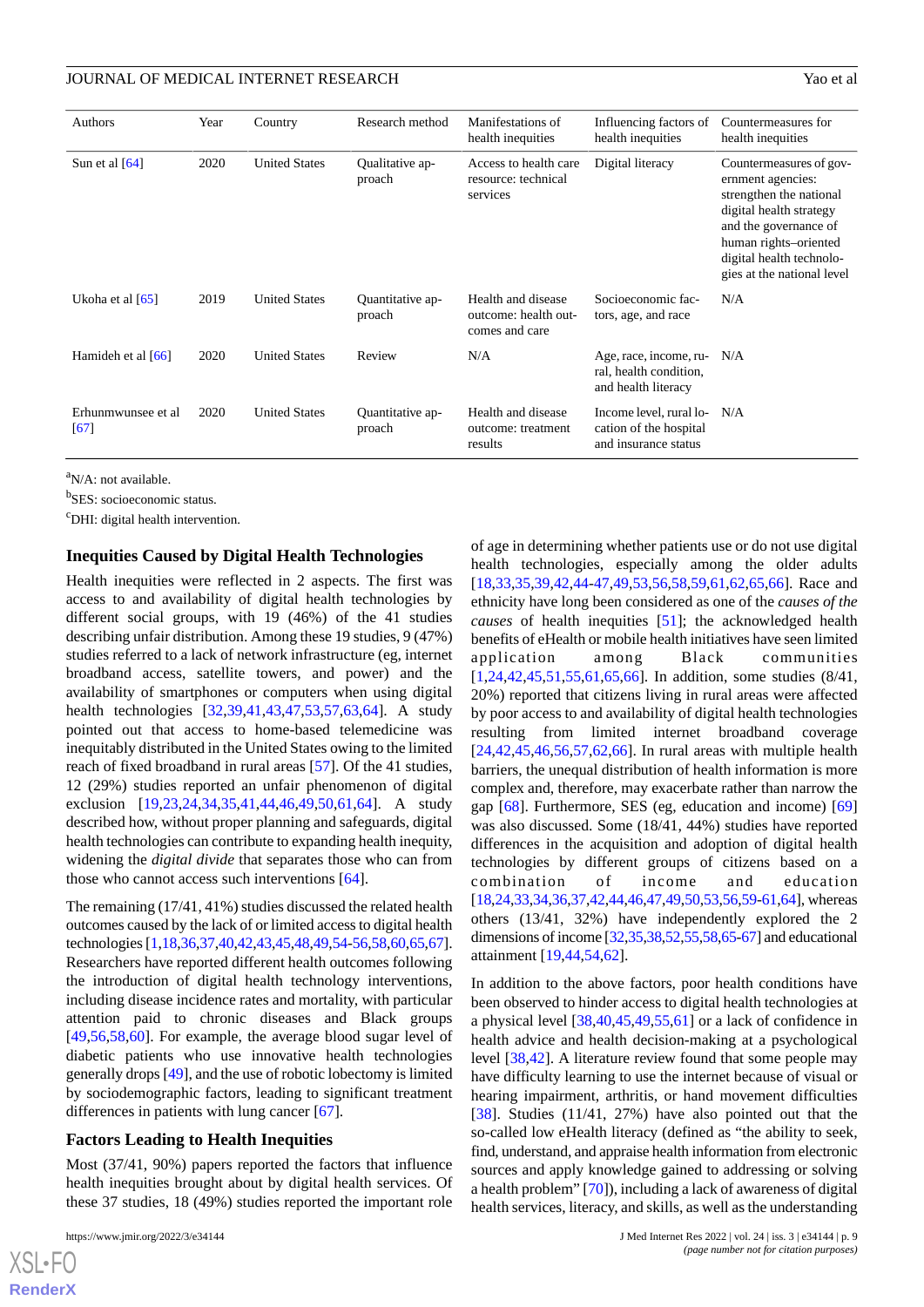| Authors | Year | Country | Research method | Manifestations of health inequities | Influencing factors of health inequities | Countermeasures for health inequities |
|---|---|---|---|---|---|---|
| Sun et al [64] | 2020 | United States | Qualitative approach | Access to health care resource: technical services | Digital literacy | Countermeasures of government agencies: strengthen the national digital health strategy and the governance of human rights–oriented digital health technologies at the national level |
| Ukoha et al [65] | 2019 | United States | Quantitative approach | Health and disease outcome: health outcomes and care | Socioeconomic factors, age, and race | N/A |
| Hamideh et al [66] | 2020 | United States | Review | N/A | Age, race, income, rural, health condition, and health literacy | N/A |
| Erhunmwunsee et al [67] | 2020 | United States | Quantitative approach | Health and disease outcome: treatment results | Income level, rural location of the hospital and insurance status | N/A |

[a]N/A: not available.

[b]SES: socioeconomic status.

[c]DHI: digital health intervention.

## Inequities Caused by Digital Health Technologies

Health inequities were reflected in 2 aspects. The first was access to and availability of digital health technologies by different social groups, with 19 (46%) of the 41 studies describing unfair distribution. Among these 19 studies, 9 (47%) studies referred to a lack of network infrastructure (eg, internet broadband access, satellite towers, and power) and the availability of smartphones or computers when using digital health technologies [32,39,41,43,47,53,57,63,64]. A study pointed out that access to home-based telemedicine was inequitably distributed in the United States owing to the limited reach of fixed broadband in rural areas [57]. Of the 41 studies, 12 (29%) studies reported an unfair phenomenon of digital exclusion [19,23,24,34,35,41,44,46,49,50,61,64]. A study described how, without proper planning and safeguards, digital health technologies can contribute to expanding health inequity, widening the *digital divide* that separates those who can from those who cannot access such interventions [64].

The remaining (17/41, 41%) studies discussed the related health outcomes caused by the lack of or limited access to digital health technologies [1,18,36,37,40,42,43,45,48,49,54-56,58,60,65,67]. Researchers have reported different health outcomes following the introduction of digital health technology interventions, including disease incidence rates and mortality, with particular attention paid to chronic diseases and Black groups [49,56,58,60]. For example, the average blood sugar level of diabetic patients who use innovative health technologies generally drops [49], and the use of robotic lobectomy is limited by sociodemographic factors, leading to significant treatment differences in patients with lung cancer [67].

## Factors Leading to Health Inequities

Most (37/41, 90%) papers reported the factors that influence health inequities brought about by digital health services. Of these 37 studies, 18 (49%) studies reported the important role of age in determining whether patients use or do not use digital health technologies, especially among the older adults [18,33,35,39,42,44-47,49,53,56,58,59,61,62,65,66]. Race and ethnicity have long been considered as one of the *causes of the causes* of health inequities [51]; the acknowledged health benefits of eHealth or mobile health initiatives have seen limited application among Black communities [1,24,42,45,51,55,61,65,66]. In addition, some studies (8/41, 20%) reported that citizens living in rural areas were affected by poor access to and availability of digital health technologies resulting from limited internet broadband coverage [24,42,45,46,56,57,62,66]. In rural areas with multiple health barriers, the unequal distribution of health information is more complex and, therefore, may exacerbate rather than narrow the gap [68]. Furthermore, SES (eg, education and income) [69] was also discussed. Some (18/41, 44%) studies have reported differences in the acquisition and adoption of digital health technologies by different groups of citizens based on a combination of income and education [18,24,33,34,36,37,42,44,46,47,49,50,53,56,59-61,64], whereas others (13/41, 32%) have independently explored the 2 dimensions of income [32,35,38,52,55,58,65-67] and educational attainment [19,44,54,62].

In addition to the above factors, poor health conditions have been observed to hinder access to digital health technologies at a physical level [38,45,49,55,61] or a lack of confidence in health advice and health decision-making at a psychological level [38,42]. A literature review found that some people may have difficulty learning to use the internet because of visual or hearing impairment, arthritis, or hand movement difficulties [38]. Studies (11/41, 27%) have also pointed out that the so-called low eHealth literacy (defined as "the ability to seek, find, understand, and appraise health information from electronic sources and apply knowledge gained to addressing or solving a health problem" [70]), including a lack of awareness of digital health services, literacy, and skills, as well as the understanding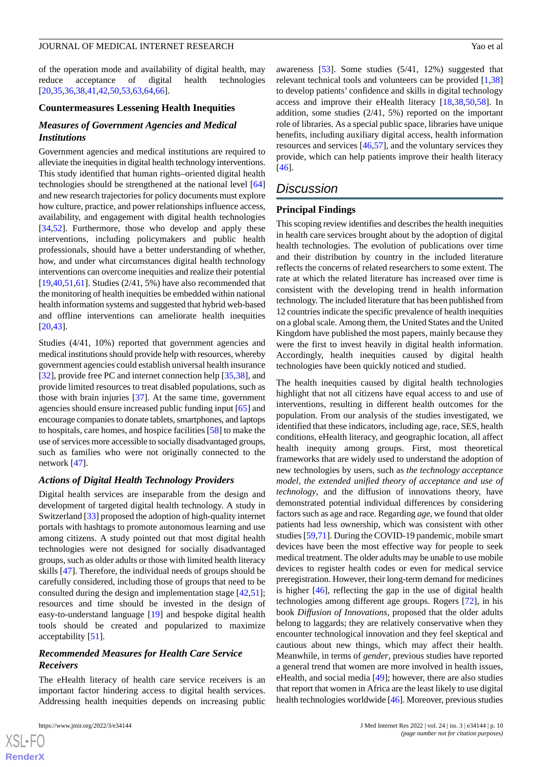of the operation mode and availability of digital health, may reduce acceptance of digital health technologies [20,35,36,38,41,42,50,53,63,64,66].

### Countermeasures Lessening Health Inequities

#### *Measures of Government Agencies and Medical Institutions*

Government agencies and medical institutions are required to alleviate the inequities in digital health technology interventions. This study identified that human rights–oriented digital health technologies should be strengthened at the national level [64] and new research trajectories for policy documents must explore how culture, practice, and power relationships influence access, availability, and engagement with digital health technologies [34,52]. Furthermore, those who develop and apply these interventions, including policymakers and public health professionals, should have a better understanding of whether, how, and under what circumstances digital health technology interventions can overcome inequities and realize their potential [19,40,51,61]. Studies (2/41, 5%) have also recommended that the monitoring of health inequities be embedded within national health information systems and suggested that hybrid web-based and offline interventions can ameliorate health inequities [20,43].

Studies (4/41, 10%) reported that government agencies and medical institutions should provide help with resources, whereby government agencies could establish universal health insurance [32], provide free PC and internet connection help [35,38], and provide limited resources to treat disabled populations, such as those with brain injuries [37]. At the same time, government agencies should ensure increased public funding input [65] and encourage companies to donate tablets, smartphones, and laptops to hospitals, care homes, and hospice facilities [58] to make the use of services more accessible to socially disadvantaged groups, such as families who were not originally connected to the network [47].

#### *Actions of Digital Health Technology Providers*

Digital health services are inseparable from the design and development of targeted digital health technology. A study in Switzerland [33] proposed the adoption of high-quality internet portals with hashtags to promote autonomous learning and use among citizens. A study pointed out that most digital health technologies were not designed for socially disadvantaged groups, such as older adults or those with limited health literacy skills [47]. Therefore, the individual needs of groups should be carefully considered, including those of groups that need to be consulted during the design and implementation stage [42,51]; resources and time should be invested in the design of easy-to-understand language [19] and bespoke digital health tools should be created and popularized to maximize acceptability [51].

#### *Recommended Measures for Health Care Service Receivers*

The eHealth literacy of health care service receivers is an important factor hindering access to digital health services. Addressing health inequities depends on increasing public awareness [53]. Some studies (5/41, 12%) suggested that relevant technical tools and volunteers can be provided [1,38] to develop patients' confidence and skills in digital technology access and improve their eHealth literacy [18,38,50,58]. In addition, some studies (2/41, 5%) reported on the important role of libraries. As a special public space, libraries have unique benefits, including auxiliary digital access, health information resources and services [46,57], and the voluntary services they provide, which can help patients improve their health literacy [46].

## Discussion

### Principal Findings

This scoping review identifies and describes the health inequities in health care services brought about by the adoption of digital health technologies. The evolution of publications over time and their distribution by country in the included literature reflects the concerns of related researchers to some extent. The rate at which the related literature has increased over time is consistent with the developing trend in health information technology. The included literature that has been published from 12 countries indicate the specific prevalence of health inequities on a global scale. Among them, the United States and the United Kingdom have published the most papers, mainly because they were the first to invest heavily in digital health information. Accordingly, health inequities caused by digital health technologies have been quickly noticed and studied.

The health inequities caused by digital health technologies highlight that not all citizens have equal access to and use of interventions, resulting in different health outcomes for the population. From our analysis of the studies investigated, we identified that these indicators, including age, race, SES, health conditions, eHealth literacy, and geographic location, all affect health inequity among groups. First, most theoretical frameworks that are widely used to understand the adoption of new technologies by users, such as *the technology acceptance model, the extended unified theory of acceptance and use of technology*, and the diffusion of innovations theory, have demonstrated potential individual differences by considering factors such as age and race. Regarding *age*, we found that older patients had less ownership, which was consistent with other studies [59,71]. During the COVID-19 pandemic, mobile smart devices have been the most effective way for people to seek medical treatment. The older adults may be unable to use mobile devices to register health codes or even for medical service preregistration. However, their long-term demand for medicines is higher [46], reflecting the gap in the use of digital health technologies among different age groups. Rogers [72], in his book *Diffusion of Innovations*, proposed that the older adults belong to laggards; they are relatively conservative when they encounter technological innovation and they feel skeptical and cautious about new things, which may affect their health. Meanwhile, in terms of *gender*, previous studies have reported a general trend that women are more involved in health issues, eHealth, and social media [49]; however, there are also studies that report that women in Africa are the least likely to use digital health technologies worldwide [46]. Moreover, previous studies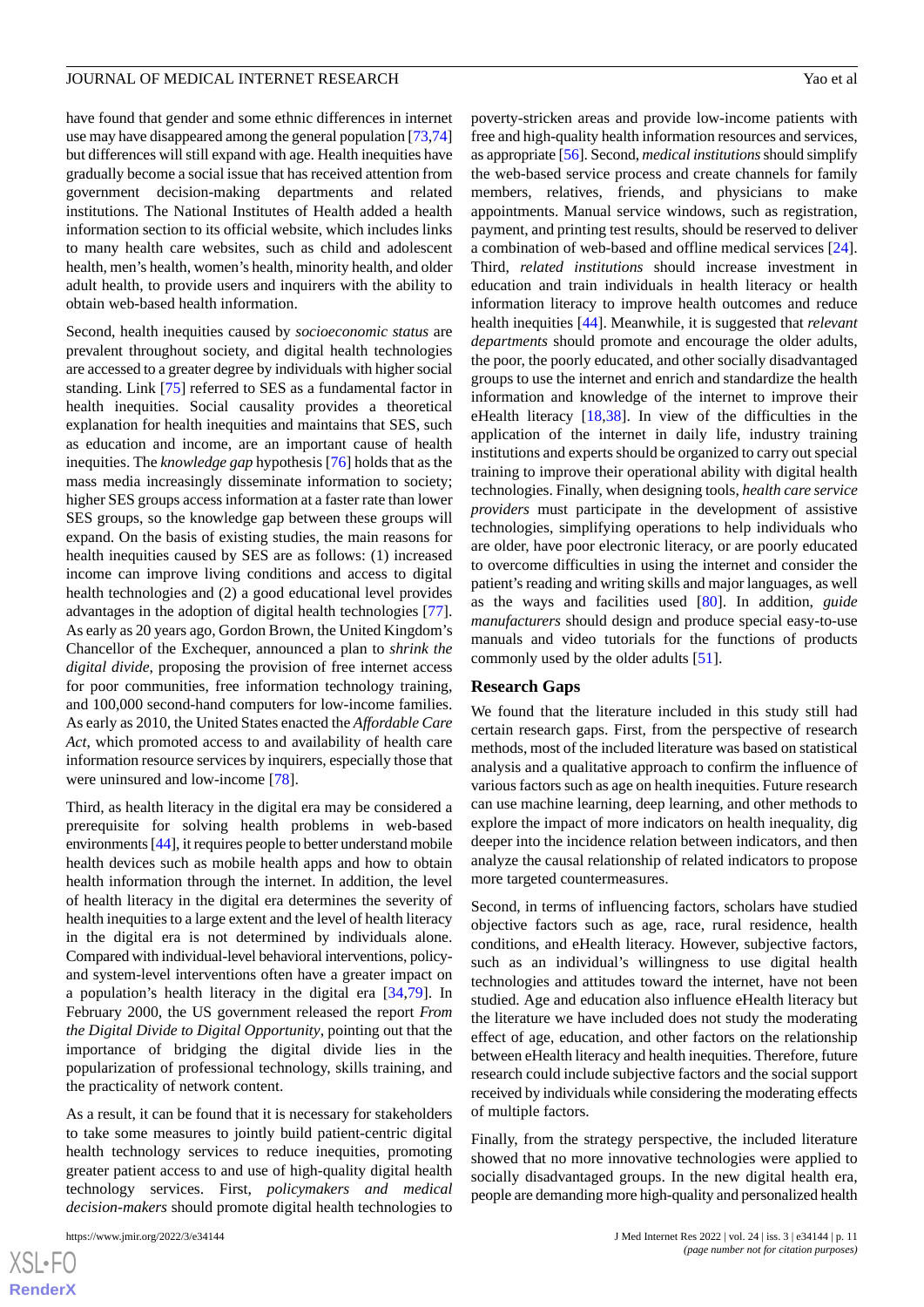have found that gender and some ethnic differences in internet use may have disappeared among the general population [73,74] but differences will still expand with age. Health inequities have gradually become a social issue that has received attention from government decision-making departments and related institutions. The National Institutes of Health added a health information section to its official website, which includes links to many health care websites, such as child and adolescent health, men's health, women's health, minority health, and older adult health, to provide users and inquirers with the ability to obtain web-based health information.

Second, health inequities caused by *socioeconomic status* are prevalent throughout society, and digital health technologies are accessed to a greater degree by individuals with higher social standing. Link [75] referred to SES as a fundamental factor in health inequities. Social causality provides a theoretical explanation for health inequities and maintains that SES, such as education and income, are an important cause of health inequities. The *knowledge gap* hypothesis [76] holds that as the mass media increasingly disseminate information to society; higher SES groups access information at a faster rate than lower SES groups, so the knowledge gap between these groups will expand. On the basis of existing studies, the main reasons for health inequities caused by SES are as follows: (1) increased income can improve living conditions and access to digital health technologies and (2) a good educational level provides advantages in the adoption of digital health technologies [77]. As early as 20 years ago, Gordon Brown, the United Kingdom's Chancellor of the Exchequer, announced a plan to *shrink the digital divide*, proposing the provision of free internet access for poor communities, free information technology training, and 100,000 second-hand computers for low-income families. As early as 2010, the United States enacted the *Affordable Care Act*, which promoted access to and availability of health care information resource services by inquirers, especially those that were uninsured and low-income [78].

Third, as health literacy in the digital era may be considered a prerequisite for solving health problems in web-based environments [44], it requires people to better understand mobile health devices such as mobile health apps and how to obtain health information through the internet. In addition, the level of health literacy in the digital era determines the severity of health inequities to a large extent and the level of health literacy in the digital era is not determined by individuals alone. Compared with individual-level behavioral interventions, policy- and system-level interventions often have a greater impact on a population's health literacy in the digital era [34,79]. In February 2000, the US government released the report *From the Digital Divide to Digital Opportunity*, pointing out that the importance of bridging the digital divide lies in the popularization of professional technology, skills training, and the practicality of network content.

As a result, it can be found that it is necessary for stakeholders to take some measures to jointly build patient-centric digital health technology services to reduce inequities, promoting greater patient access to and use of high-quality digital health technology services. First, *policymakers and medical decision-makers* should promote digital health technologies to poverty-stricken areas and provide low-income patients with free and high-quality health information resources and services, as appropriate [56]. Second, *medical institutions* should simplify the web-based service process and create channels for family members, relatives, friends, and physicians to make appointments. Manual service windows, such as registration, payment, and printing test results, should be reserved to deliver a combination of web-based and offline medical services [24]. Third, *related institutions* should increase investment in education and train individuals in health literacy or health information literacy to improve health outcomes and reduce health inequities [44]. Meanwhile, it is suggested that *relevant departments* should promote and encourage the older adults, the poor, the poorly educated, and other socially disadvantaged groups to use the internet and enrich and standardize the health information and knowledge of the internet to improve their eHealth literacy [18,38]. In view of the difficulties in the application of the internet in daily life, industry training institutions and experts should be organized to carry out special training to improve their operational ability with digital health technologies. Finally, when designing tools, *health care service providers* must participate in the development of assistive technologies, simplifying operations to help individuals who are older, have poor electronic literacy, or are poorly educated to overcome difficulties in using the internet and consider the patient's reading and writing skills and major languages, as well as the ways and facilities used [80]. In addition, *guide manufacturers* should design and produce special easy-to-use manuals and video tutorials for the functions of products commonly used by the older adults [51].

## Research Gaps

We found that the literature included in this study still had certain research gaps. First, from the perspective of research methods, most of the included literature was based on statistical analysis and a qualitative approach to confirm the influence of various factors such as age on health inequities. Future research can use machine learning, deep learning, and other methods to explore the impact of more indicators on health inequality, dig deeper into the incidence relation between indicators, and then analyze the causal relationship of related indicators to propose more targeted countermeasures.

Second, in terms of influencing factors, scholars have studied objective factors such as age, race, rural residence, health conditions, and eHealth literacy. However, subjective factors, such as an individual's willingness to use digital health technologies and attitudes toward the internet, have not been studied. Age and education also influence eHealth literacy but the literature we have included does not study the moderating effect of age, education, and other factors on the relationship between eHealth literacy and health inequities. Therefore, future research could include subjective factors and the social support received by individuals while considering the moderating effects of multiple factors.

Finally, from the strategy perspective, the included literature showed that no more innovative technologies were applied to socially disadvantaged groups. In the new digital health era, people are demanding more high-quality and personalized health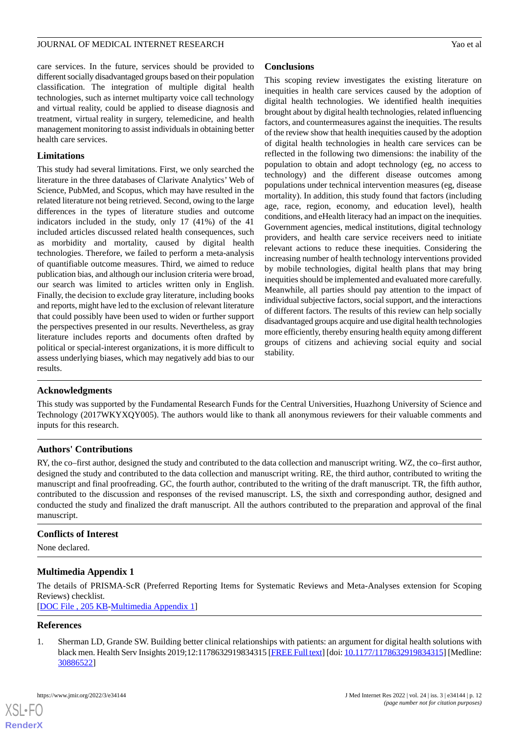care services. In the future, services should be provided to different socially disadvantaged groups based on their population classification. The integration of multiple digital health technologies, such as internet multiparty voice call technology and virtual reality, could be applied to disease diagnosis and treatment, virtual reality in surgery, telemedicine, and health management monitoring to assist individuals in obtaining better health care services.

### Limitations

This study had several limitations. First, we only searched the literature in the three databases of Clarivate Analytics' Web of Science, PubMed, and Scopus, which may have resulted in the related literature not being retrieved. Second, owing to the large differences in the types of literature studies and outcome indicators included in the study, only 17 (41%) of the 41 included articles discussed related health consequences, such as morbidity and mortality, caused by digital health technologies. Therefore, we failed to perform a meta-analysis of quantifiable outcome measures. Third, we aimed to reduce publication bias, and although our inclusion criteria were broad, our search was limited to articles written only in English. Finally, the decision to exclude gray literature, including books and reports, might have led to the exclusion of relevant literature that could possibly have been used to widen or further support the perspectives presented in our results. Nevertheless, as gray literature includes reports and documents often drafted by political or special-interest organizations, it is more difficult to assess underlying biases, which may negatively add bias to our results.

### Conclusions

This scoping review investigates the existing literature on inequities in health care services caused by the adoption of digital health technologies. We identified health inequities brought about by digital health technologies, related influencing factors, and countermeasures against the inequities. The results of the review show that health inequities caused by the adoption of digital health technologies in health care services can be reflected in the following two dimensions: the inability of the population to obtain and adopt technology (eg, no access to technology) and the different disease outcomes among populations under technical intervention measures (eg, disease mortality). In addition, this study found that factors (including age, race, region, economy, and education level), health conditions, and eHealth literacy had an impact on the inequities. Government agencies, medical institutions, digital technology providers, and health care service receivers need to initiate relevant actions to reduce these inequities. Considering the increasing number of health technology interventions provided by mobile technologies, digital health plans that may bring inequities should be implemented and evaluated more carefully. Meanwhile, all parties should pay attention to the impact of individual subjective factors, social support, and the interactions of different factors. The results of this review can help socially disadvantaged groups acquire and use digital health technologies more efficiently, thereby ensuring health equity among different groups of citizens and achieving social equity and social stability.

### Acknowledgments

This study was supported by the Fundamental Research Funds for the Central Universities, Huazhong University of Science and Technology (2017WKYXQY005). The authors would like to thank all anonymous reviewers for their valuable comments and inputs for this research.

### Authors' Contributions

RY, the co–first author, designed the study and contributed to the data collection and manuscript writing. WZ, the co–first author, designed the study and contributed to the data collection and manuscript writing. RE, the third author, contributed to writing the manuscript and final proofreading. GC, the fourth author, contributed to the writing of the draft manuscript. TR, the fifth author, contributed to the discussion and responses of the revised manuscript. LS, the sixth and corresponding author, designed and conducted the study and finalized the draft manuscript. All the authors contributed to the preparation and approval of the final manuscript.

### Conflicts of Interest

None declared.

### Multimedia Appendix 1

The details of PRISMA-ScR (Preferred Reporting Items for Systematic Reviews and Meta-Analyses extension for Scoping Reviews) checklist.

[DOC File , 205 KB-Multimedia Appendix 1]

### References

1. Sherman LD, Grande SW. Building better clinical relationships with patients: an argument for digital health solutions with black men. Health Serv Insights 2019;12:1178632919834315 [FREE Full text] [doi: 10.1177/1178632919834315] [Medline: 30886522]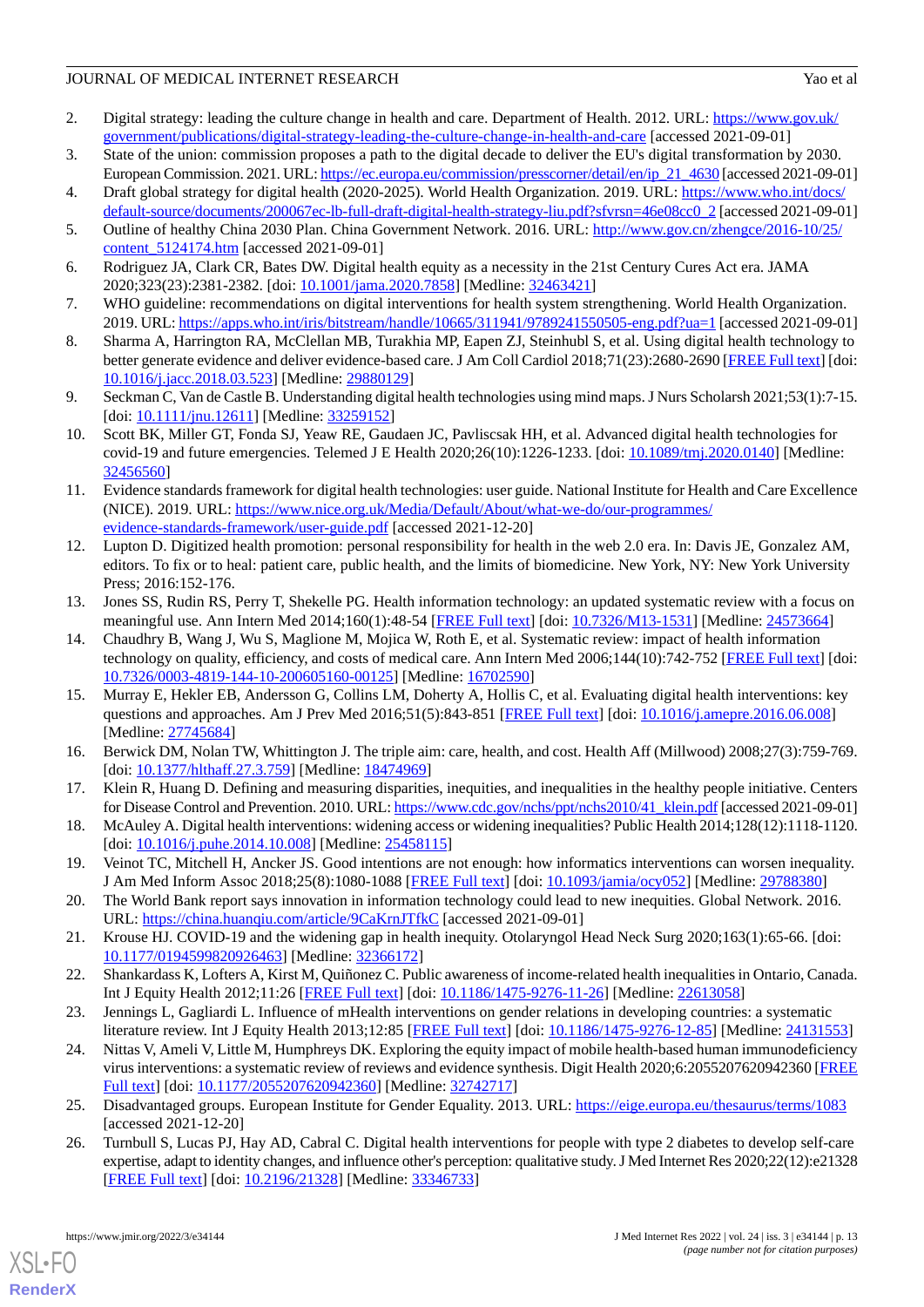2. Digital strategy: leading the culture change in health and care. Department of Health. 2012. URL: [https://www.gov.uk/government/publications/digital-strategy-leading-the-culture-change-in-health-and-care](https://www.gov.uk/government/publications/digital-strategy-leading-the-culture-change-in-health-and-care) [accessed 2021-09-01]
3. State of the union: commission proposes a path to the digital decade to deliver the EU's digital transformation by 2030. European Commission. 2021. URL: [https://ec.europa.eu/commission/presscorner/detail/en/ip_21_4630](https://ec.europa.eu/commission/presscorner/detail/en/ip_21_4630) [accessed 2021-09-01]
4. Draft global strategy for digital health (2020-2025). World Health Organization. 2019. URL: [https://www.who.int/docs/default-source/documents/200067ec-lb-full-draft-digital-health-strategy-liu.pdf?sfvrsn=46e08cc0_2](https://www.who.int/docs/default-source/documents/200067ec-lb-full-draft-digital-health-strategy-liu.pdf?sfvrsn=46e08cc0_2) [accessed 2021-09-01]
5. Outline of healthy China 2030 Plan. China Government Network. 2016. URL: [http://www.gov.cn/zhengce/2016-10/25/content_5124174.htm](http://www.gov.cn/zhengce/2016-10/25/content_5124174.htm) [accessed 2021-09-01]
6. Rodriguez JA, Clark CR, Bates DW. Digital health equity as a necessity in the 21st Century Cures Act era. JAMA 2020;323(23):2381-2382. [doi: 10.1001/jama.2020.7858] [Medline: 32463421]
7. WHO guideline: recommendations on digital interventions for health system strengthening. World Health Organization. 2019. URL: [https://apps.who.int/iris/bitstream/handle/10665/311941/9789241550505-eng.pdf?ua=1](https://apps.who.int/iris/bitstream/handle/10665/311941/9789241550505-eng.pdf?ua=1) [accessed 2021-09-01]
8. Sharma A, Harrington RA, McClellan MB, Turakhia MP, Eapen ZJ, Steinhubl S, et al. Using digital health technology to better generate evidence and deliver evidence-based care. J Am Coll Cardiol 2018;71(23):2680-2690 [FREE Full text] [doi: 10.1016/j.jacc.2018.03.523] [Medline: 29880129]
9. Seckman C, Van de Castle B. Understanding digital health technologies using mind maps. J Nurs Scholarsh 2021;53(1):7-15. [doi: 10.1111/jnu.12611] [Medline: 33259152]
10. Scott BK, Miller GT, Fonda SJ, Yeaw RE, Gaudaen JC, Pavliscsak HH, et al. Advanced digital health technologies for covid-19 and future emergencies. Telemed J E Health 2020;26(10):1226-1233. [doi: 10.1089/tmj.2020.0140] [Medline: 32456560]
11. Evidence standards framework for digital health technologies: user guide. National Institute for Health and Care Excellence (NICE). 2019. URL: [https://www.nice.org.uk/Media/Default/About/what-we-do/our-programmes/evidence-standards-framework/user-guide.pdf](https://www.nice.org.uk/Media/Default/About/what-we-do/our-programmes/evidence-standards-framework/user-guide.pdf) [accessed 2021-12-20]
12. Lupton D. Digitized health promotion: personal responsibility for health in the web 2.0 era. In: Davis JE, Gonzalez AM, editors. To fix or to heal: patient care, public health, and the limits of biomedicine. New York, NY: New York University Press; 2016:152-176.
13. Jones SS, Rudin RS, Perry T, Shekelle PG. Health information technology: an updated systematic review with a focus on meaningful use. Ann Intern Med 2014;160(1):48-54 [FREE Full text] [doi: 10.7326/M13-1531] [Medline: 24573664]
14. Chaudhry B, Wang J, Wu S, Maglione M, Mojica W, Roth E, et al. Systematic review: impact of health information technology on quality, efficiency, and costs of medical care. Ann Intern Med 2006;144(10):742-752 [FREE Full text] [doi: 10.7326/0003-4819-144-10-200605160-00125] [Medline: 16702590]
15. Murray E, Hekler EB, Andersson G, Collins LM, Doherty A, Hollis C, et al. Evaluating digital health interventions: key questions and approaches. Am J Prev Med 2016;51(5):843-851 [FREE Full text] [doi: 10.1016/j.amepre.2016.06.008] [Medline: 27745684]
16. Berwick DM, Nolan TW, Whittington J. The triple aim: care, health, and cost. Health Aff (Millwood) 2008;27(3):759-769. [doi: 10.1377/hlthaff.27.3.759] [Medline: 18474969]
17. Klein R, Huang D. Defining and measuring disparities, inequities, and inequalities in the healthy people initiative. Centers for Disease Control and Prevention. 2010. URL: [https://www.cdc.gov/nchs/ppt/nchs2010/41_klein.pdf](https://www.cdc.gov/nchs/ppt/nchs2010/41_klein.pdf) [accessed 2021-09-01]
18. McAuley A. Digital health interventions: widening access or widening inequalities? Public Health 2014;128(12):1118-1120. [doi: 10.1016/j.puhe.2014.10.008] [Medline: 25458115]
19. Veinot TC, Mitchell H, Ancker JS. Good intentions are not enough: how informatics interventions can worsen inequality. J Am Med Inform Assoc 2018;25(8):1080-1088 [FREE Full text] [doi: 10.1093/jamia/ocy052] [Medline: 29788380]
20. The World Bank report says innovation in information technology could lead to new inequities. Global Network. 2016. URL: [https://china.huanqiu.com/article/9CaKrnJTfkC](https://china.huanqiu.com/article/9CaKrnJTfkC) [accessed 2021-09-01]
21. Krouse HJ. COVID-19 and the widening gap in health inequity. Otolaryngol Head Neck Surg 2020;163(1):65-66. [doi: 10.1177/0194599820926463] [Medline: 32366172]
22. Shankardass K, Lofters A, Kirst M, Quiñonez C. Public awareness of income-related health inequalities in Ontario, Canada. Int J Equity Health 2012;11:26 [FREE Full text] [doi: 10.1186/1475-9276-11-26] [Medline: 22613058]
23. Jennings L, Gagliardi L. Influence of mHealth interventions on gender relations in developing countries: a systematic literature review. Int J Equity Health 2013;12:85 [FREE Full text] [doi: 10.1186/1475-9276-12-85] [Medline: 24131553]
24. Nittas V, Ameli V, Little M, Humphreys DK. Exploring the equity impact of mobile health-based human immunodeficiency virus interventions: a systematic review of reviews and evidence synthesis. Digit Health 2020;6:2055207620942360 [FREE Full text] [doi: 10.1177/2055207620942360] [Medline: 32742717]
25. Disadvantaged groups. European Institute for Gender Equality. 2013. URL: [https://eige.europa.eu/thesaurus/terms/1083](https://eige.europa.eu/thesaurus/terms/1083) [accessed 2021-12-20]
26. Turnbull S, Lucas PJ, Hay AD, Cabral C. Digital health interventions for people with type 2 diabetes to develop self-care expertise, adapt to identity changes, and influence other's perception: qualitative study. J Med Internet Res 2020;22(12):e21328 [FREE Full text] [doi: 10.2196/21328] [Medline: 33346733]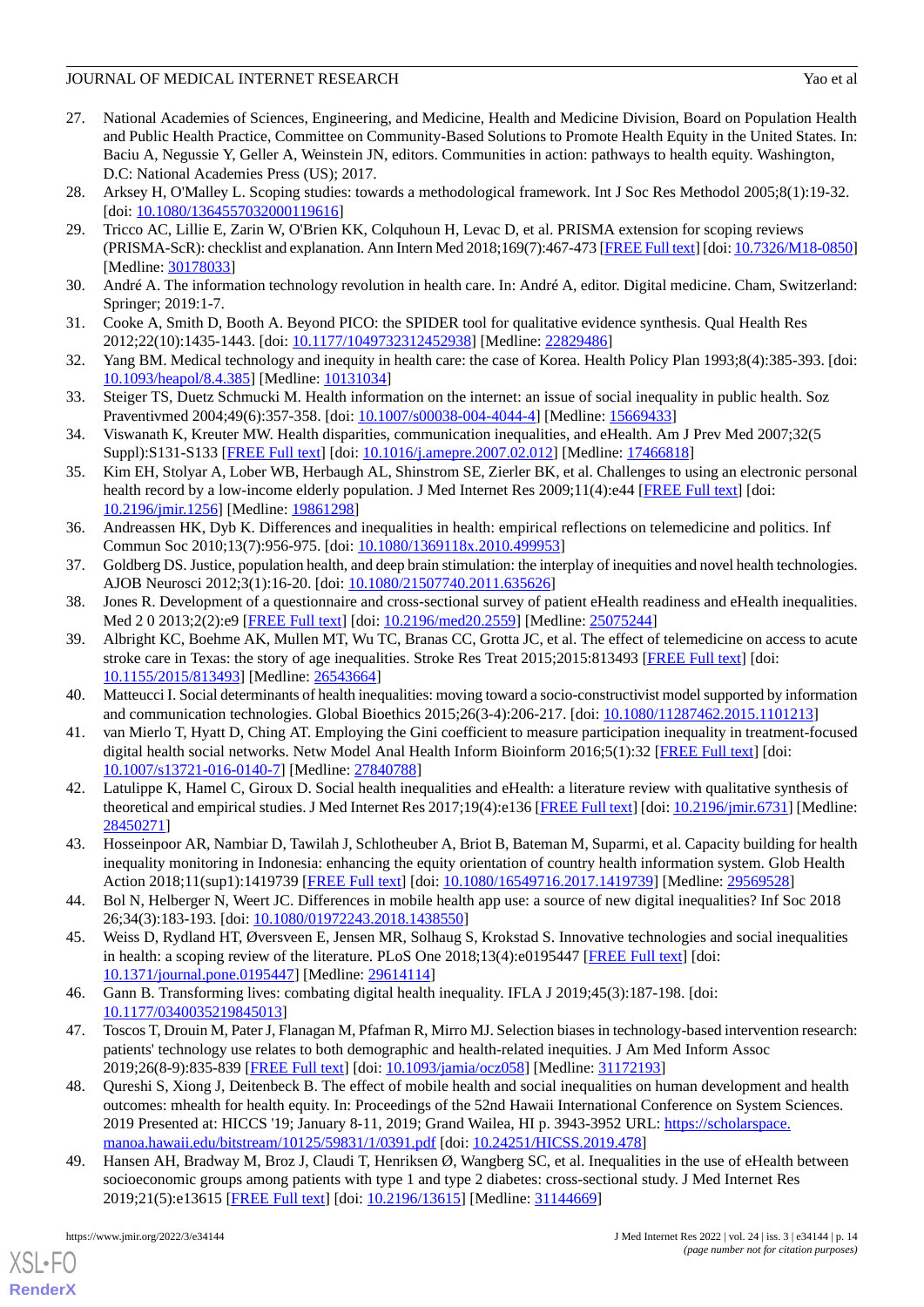27. National Academies of Sciences, Engineering, and Medicine, Health and Medicine Division, Board on Population Health and Public Health Practice, Committee on Community-Based Solutions to Promote Health Equity in the United States. In: Baciu A, Negussie Y, Geller A, Weinstein JN, editors. Communities in action: pathways to health equity. Washington, D.C: National Academies Press (US); 2017.
28. Arksey H, O'Malley L. Scoping studies: towards a methodological framework. Int J Soc Res Methodol 2005;8(1):19-32. [doi: 10.1080/1364557032000119616]
29. Tricco AC, Lillie E, Zarin W, O'Brien KK, Colquhoun H, Levac D, et al. PRISMA extension for scoping reviews (PRISMA-ScR): checklist and explanation. Ann Intern Med 2018;169(7):467-473 [FREE Full text] [doi: 10.7326/M18-0850] [Medline: 30178033]
30. André A. The information technology revolution in health care. In: André A, editor. Digital medicine. Cham, Switzerland: Springer; 2019:1-7.
31. Cooke A, Smith D, Booth A. Beyond PICO: the SPIDER tool for qualitative evidence synthesis. Qual Health Res 2012;22(10):1435-1443. [doi: 10.1177/1049732312452938] [Medline: 22829486]
32. Yang BM. Medical technology and inequity in health care: the case of Korea. Health Policy Plan 1993;8(4):385-393. [doi: 10.1093/heapol/8.4.385] [Medline: 10131034]
33. Steiger TS, Duetz Schmucki M. Health information on the internet: an issue of social inequality in public health. Soz Praventivmed 2004;49(6):357-358. [doi: 10.1007/s00038-004-4044-4] [Medline: 15669433]
34. Viswanath K, Kreuter MW. Health disparities, communication inequalities, and eHealth. Am J Prev Med 2007;32(5 Suppl):S131-S133 [FREE Full text] [doi: 10.1016/j.amepre.2007.02.012] [Medline: 17466818]
35. Kim EH, Stolyar A, Lober WB, Herbaugh AL, Shinstrom SE, Zierler BK, et al. Challenges to using an electronic personal health record by a low-income elderly population. J Med Internet Res 2009;11(4):e44 [FREE Full text] [doi: 10.2196/jmir.1256] [Medline: 19861298]
36. Andreassen HK, Dyb K. Differences and inequalities in health: empirical reflections on telemedicine and politics. Inf Commun Soc 2010;13(7):956-975. [doi: 10.1080/1369118x.2010.499953]
37. Goldberg DS. Justice, population health, and deep brain stimulation: the interplay of inequities and novel health technologies. AJOB Neurosci 2012;3(1):16-20. [doi: 10.1080/21507740.2011.635626]
38. Jones R. Development of a questionnaire and cross-sectional survey of patient eHealth readiness and eHealth inequalities. Med 2 0 2013;2(2):e9 [FREE Full text] [doi: 10.2196/med20.2559] [Medline: 25075244]
39. Albright KC, Boehme AK, Mullen MT, Wu TC, Branas CC, Grotta JC, et al. The effect of telemedicine on access to acute stroke care in Texas: the story of age inequalities. Stroke Res Treat 2015;2015:813493 [FREE Full text] [doi: 10.1155/2015/813493] [Medline: 26543664]
40. Matteucci I. Social determinants of health inequalities: moving toward a socio-constructivist model supported by information and communication technologies. Global Bioethics 2015;26(3-4):206-217. [doi: 10.1080/11287462.2015.1101213]
41. van Mierlo T, Hyatt D, Ching AT. Employing the Gini coefficient to measure participation inequality in treatment-focused digital health social networks. Netw Model Anal Health Inform Bioinform 2016;5(1):32 [FREE Full text] [doi: 10.1007/s13721-016-0140-7] [Medline: 27840788]
42. Latulippe K, Hamel C, Giroux D. Social health inequalities and eHealth: a literature review with qualitative synthesis of theoretical and empirical studies. J Med Internet Res 2017;19(4):e136 [FREE Full text] [doi: 10.2196/jmir.6731] [Medline: 28450271]
43. Hosseinpoor AR, Nambiar D, Tawilah J, Schlotheuber A, Briot B, Bateman M, Suparmi, et al. Capacity building for health inequality monitoring in Indonesia: enhancing the equity orientation of country health information system. Glob Health Action 2018;11(sup1):1419739 [FREE Full text] [doi: 10.1080/16549716.2017.1419739] [Medline: 29569528]
44. Bol N, Helberger N, Weert JC. Differences in mobile health app use: a source of new digital inequalities? Inf Soc 2018 26;34(3):183-193. [doi: 10.1080/01972243.2018.1438550]
45. Weiss D, Rydland HT, Øversveen E, Jensen MR, Solhaug S, Krokstad S. Innovative technologies and social inequalities in health: a scoping review of the literature. PLoS One 2018;13(4):e0195447 [FREE Full text] [doi: 10.1371/journal.pone.0195447] [Medline: 29614114]
46. Gann B. Transforming lives: combating digital health inequality. IFLA J 2019;45(3):187-198. [doi: 10.1177/0340035219845013]
47. Toscos T, Drouin M, Pater J, Flanagan M, Pfafman R, Mirro MJ. Selection biases in technology-based intervention research: patients' technology use relates to both demographic and health-related inequities. J Am Med Inform Assoc 2019;26(8-9):835-839 [FREE Full text] [doi: 10.1093/jamia/ocz058] [Medline: 31172193]
48. Qureshi S, Xiong J, Deitenbeck B. The effect of mobile health and social inequalities on human development and health outcomes: mhealth for health equity. In: Proceedings of the 52nd Hawaii International Conference on System Sciences. 2019 Presented at: HICCS '19; January 8-11, 2019; Grand Wailea, HI p. 3943-3952 URL: https://scholarspace.manoa.hawaii.edu/bitstream/10125/59831/1/0391.pdf [doi: 10.24251/HICSS.2019.478]
49. Hansen AH, Bradway M, Broz J, Claudi T, Henriksen Ø, Wangberg SC, et al. Inequalities in the use of eHealth between socioeconomic groups among patients with type 1 and type 2 diabetes: cross-sectional study. J Med Internet Res 2019;21(5):e13615 [FREE Full text] [doi: 10.2196/13615] [Medline: 31144669]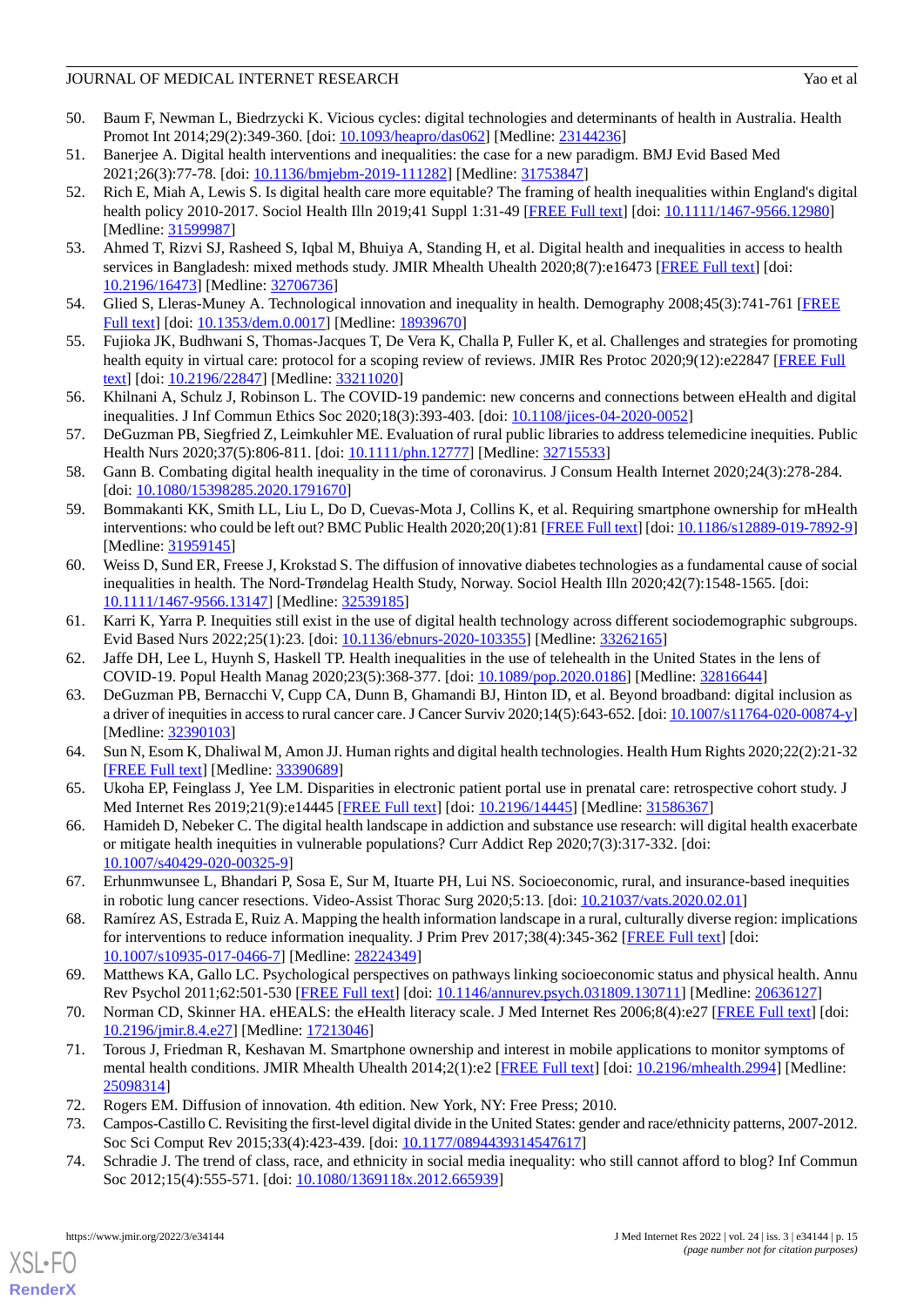50. Baum F, Newman L, Biedrzycki K. Vicious cycles: digital technologies and determinants of health in Australia. Health Promot Int 2014;29(2):349-360. [doi: 10.1093/heapro/das062] [Medline: 23144236]
51. Banerjee A. Digital health interventions and inequalities: the case for a new paradigm. BMJ Evid Based Med 2021;26(3):77-78. [doi: 10.1136/bmjebm-2019-111282] [Medline: 31753847]
52. Rich E, Miah A, Lewis S. Is digital health care more equitable? The framing of health inequalities within England's digital health policy 2010-2017. Sociol Health Illn 2019;41 Suppl 1:31-49 [FREE Full text] [doi: 10.1111/1467-9566.12980] [Medline: 31599987]
53. Ahmed T, Rizvi SJ, Rasheed S, Iqbal M, Bhuiya A, Standing H, et al. Digital health and inequalities in access to health services in Bangladesh: mixed methods study. JMIR Mhealth Uhealth 2020;8(7):e16473 [FREE Full text] [doi: 10.2196/16473] [Medline: 32706736]
54. Glied S, Lleras-Muney A. Technological innovation and inequality in health. Demography 2008;45(3):741-761 [FREE Full text] [doi: 10.1353/dem.0.0017] [Medline: 18939670]
55. Fujioka JK, Budhwani S, Thomas-Jacques T, De Vera K, Challa P, Fuller K, et al. Challenges and strategies for promoting health equity in virtual care: protocol for a scoping review of reviews. JMIR Res Protoc 2020;9(12):e22847 [FREE Full text] [doi: 10.2196/22847] [Medline: 33211020]
56. Khilnani A, Schulz J, Robinson L. The COVID-19 pandemic: new concerns and connections between eHealth and digital inequalities. J Inf Commun Ethics Soc 2020;18(3):393-403. [doi: 10.1108/jices-04-2020-0052]
57. DeGuzman PB, Siegfried Z, Leimkuhler ME. Evaluation of rural public libraries to address telemedicine inequities. Public Health Nurs 2020;37(5):806-811. [doi: 10.1111/phn.12777] [Medline: 32715533]
58. Gann B. Combating digital health inequality in the time of coronavirus. J Consum Health Internet 2020;24(3):278-284. [doi: 10.1080/15398285.2020.1791670]
59. Bommakanti KK, Smith LL, Liu L, Do D, Cuevas-Mota J, Collins K, et al. Requiring smartphone ownership for mHealth interventions: who could be left out? BMC Public Health 2020;20(1):81 [FREE Full text] [doi: 10.1186/s12889-019-7892-9] [Medline: 31959145]
60. Weiss D, Sund ER, Freese J, Krokstad S. The diffusion of innovative diabetes technologies as a fundamental cause of social inequalities in health. The Nord-Trøndelag Health Study, Norway. Sociol Health Illn 2020;42(7):1548-1565. [doi: 10.1111/1467-9566.13147] [Medline: 32539185]
61. Karri K, Yarra P. Inequities still exist in the use of digital health technology across different sociodemographic subgroups. Evid Based Nurs 2022;25(1):23. [doi: 10.1136/ebnurs-2020-103355] [Medline: 33262165]
62. Jaffe DH, Lee L, Huynh S, Haskell TP. Health inequalities in the use of telehealth in the United States in the lens of COVID-19. Popul Health Manag 2020;23(5):368-377. [doi: 10.1089/pop.2020.0186] [Medline: 32816644]
63. DeGuzman PB, Bernacchi V, Cupp CA, Dunn B, Ghamandi BJ, Hinton ID, et al. Beyond broadband: digital inclusion as a driver of inequities in access to rural cancer care. J Cancer Surviv 2020;14(5):643-652. [doi: 10.1007/s11764-020-00874-y] [Medline: 32390103]
64. Sun N, Esom K, Dhaliwal M, Amon JJ. Human rights and digital health technologies. Health Hum Rights 2020;22(2):21-32 [FREE Full text] [Medline: 33390689]
65. Ukoha EP, Feinglass J, Yee LM. Disparities in electronic patient portal use in prenatal care: retrospective cohort study. J Med Internet Res 2019;21(9):e14445 [FREE Full text] [doi: 10.2196/14445] [Medline: 31586367]
66. Hamideh D, Nebeker C. The digital health landscape in addiction and substance use research: will digital health exacerbate or mitigate health inequities in vulnerable populations? Curr Addict Rep 2020;7(3):317-332. [doi: 10.1007/s40429-020-00325-9]
67. Erhunmwunsee L, Bhandari P, Sosa E, Sur M, Ituarte PH, Lui NS. Socioeconomic, rural, and insurance-based inequities in robotic lung cancer resections. Video-Assist Thorac Surg 2020;5:13. [doi: 10.21037/vats.2020.02.01]
68. Ramírez AS, Estrada E, Ruiz A. Mapping the health information landscape in a rural, culturally diverse region: implications for interventions to reduce information inequality. J Prim Prev 2017;38(4):345-362 [FREE Full text] [doi: 10.1007/s10935-017-0466-7] [Medline: 28224349]
69. Matthews KA, Gallo LC. Psychological perspectives on pathways linking socioeconomic status and physical health. Annu Rev Psychol 2011;62:501-530 [FREE Full text] [doi: 10.1146/annurev.psych.031809.130711] [Medline: 20636127]
70. Norman CD, Skinner HA. eHEALS: the eHealth literacy scale. J Med Internet Res 2006;8(4):e27 [FREE Full text] [doi: 10.2196/jmir.8.4.e27] [Medline: 17213046]
71. Torous J, Friedman R, Keshavan M. Smartphone ownership and interest in mobile applications to monitor symptoms of mental health conditions. JMIR Mhealth Uhealth 2014;2(1):e2 [FREE Full text] [doi: 10.2196/mhealth.2994] [Medline: 25098314]
72. Rogers EM. Diffusion of innovation. 4th edition. New York, NY: Free Press; 2010.
73. Campos-Castillo C. Revisiting the first-level digital divide in the United States: gender and race/ethnicity patterns, 2007-2012. Soc Sci Comput Rev 2015;33(4):423-439. [doi: 10.1177/0894439314547617]
74. Schradie J. The trend of class, race, and ethnicity in social media inequality: who still cannot afford to blog? Inf Commun Soc 2012;15(4):555-571. [doi: 10.1080/1369118x.2012.665939]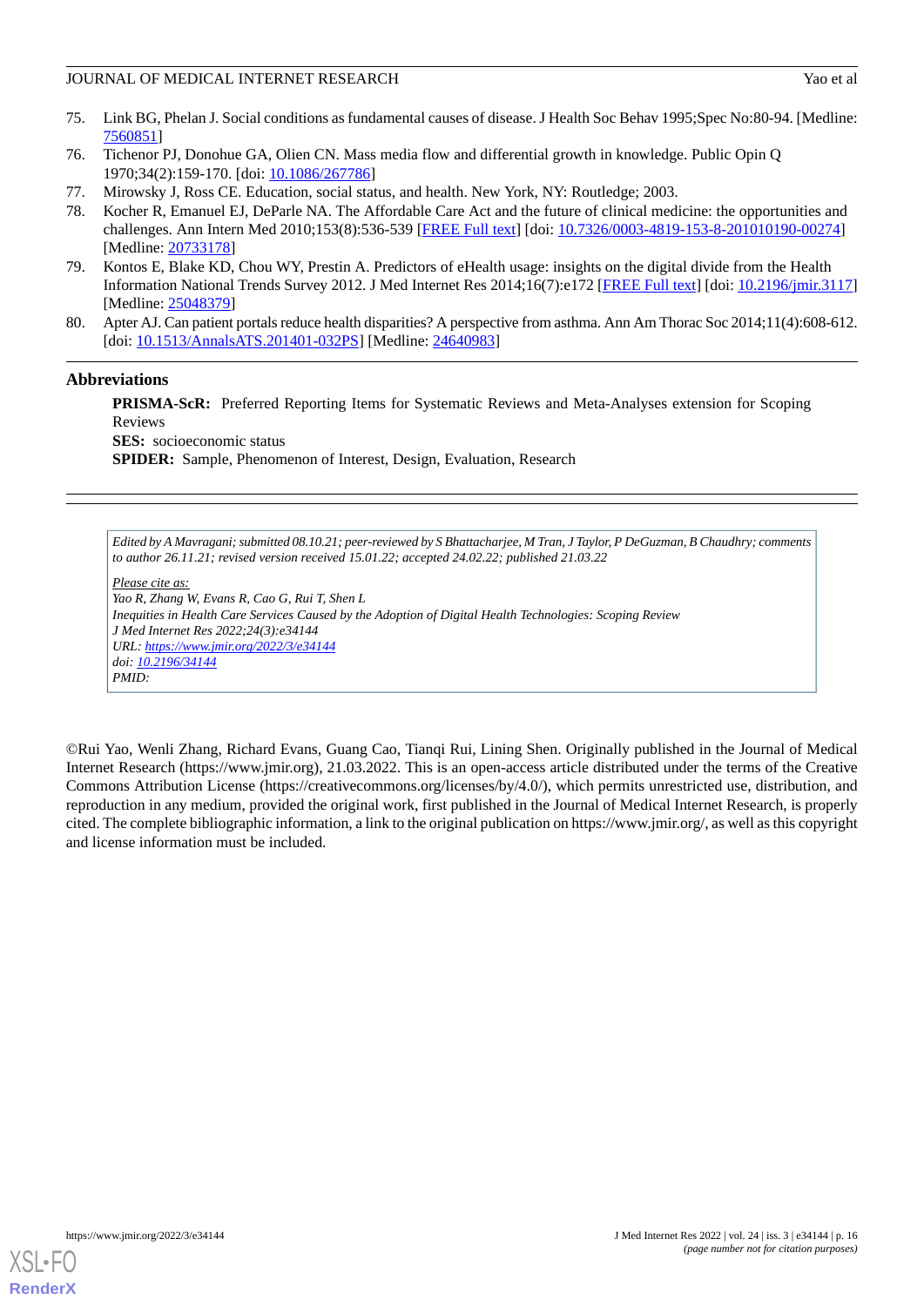75. Link BG, Phelan J. Social conditions as fundamental causes of disease. J Health Soc Behav 1995;Spec No:80-94. [Medline: 7560851]
76. Tichenor PJ, Donohue GA, Olien CN. Mass media flow and differential growth in knowledge. Public Opin Q 1970;34(2):159-170. [doi: 10.1086/267786]
77. Mirowsky J, Ross CE. Education, social status, and health. New York, NY: Routledge; 2003.
78. Kocher R, Emanuel EJ, DeParle NA. The Affordable Care Act and the future of clinical medicine: the opportunities and challenges. Ann Intern Med 2010;153(8):536-539 [FREE Full text] [doi: 10.7326/0003-4819-153-8-201010190-00274] [Medline: 20733178]
79. Kontos E, Blake KD, Chou WY, Prestin A. Predictors of eHealth usage: insights on the digital divide from the Health Information National Trends Survey 2012. J Med Internet Res 2014;16(7):e172 [FREE Full text] [doi: 10.2196/jmir.3117] [Medline: 25048379]
80. Apter AJ. Can patient portals reduce health disparities? A perspective from asthma. Ann Am Thorac Soc 2014;11(4):608-612. [doi: 10.1513/AnnalsATS.201401-032PS] [Medline: 24640983]

## Abbreviations

**PRISMA-ScR:** Preferred Reporting Items for Systematic Reviews and Meta-Analyses extension for Scoping Reviews
**SES:** socioeconomic status
**SPIDER:** Sample, Phenomenon of Interest, Design, Evaluation, Research

*Edited by A Mavragani; submitted 08.10.21; peer-reviewed by S Bhattacharjee, M Tran, J Taylor, P DeGuzman, B Chaudhry; comments to author 26.11.21; revised version received 15.01.22; accepted 24.02.22; published 21.03.22*

*Please cite as:*
*Yao R, Zhang W, Evans R, Cao G, Rui T, Shen L*
*Inequities in Health Care Services Caused by the Adoption of Digital Health Technologies: Scoping Review*
*J Med Internet Res 2022;24(3):e34144*
*URL: https://www.jmir.org/2022/3/e34144*
*doi: 10.2196/34144*
*PMID:*

©Rui Yao, Wenli Zhang, Richard Evans, Guang Cao, Tianqi Rui, Lining Shen. Originally published in the Journal of Medical Internet Research (https://www.jmir.org), 21.03.2022. This is an open-access article distributed under the terms of the Creative Commons Attribution License (https://creativecommons.org/licenses/by/4.0/), which permits unrestricted use, distribution, and reproduction in any medium, provided the original work, first published in the Journal of Medical Internet Research, is properly cited. The complete bibliographic information, a link to the original publication on https://www.jmir.org/, as well as this copyright and license information must be included.